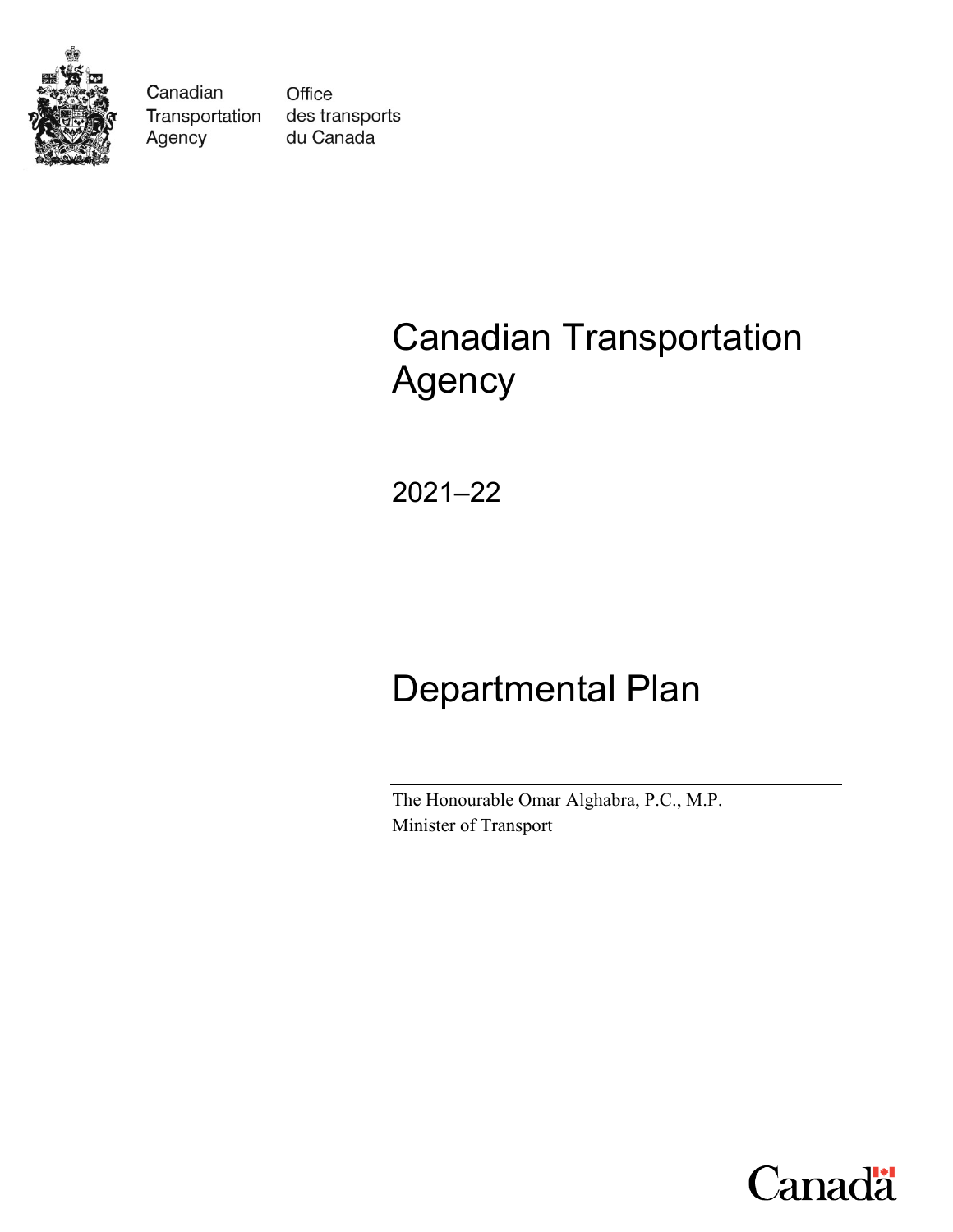Canadian Transportation Agency

Office des transports du Canada

# Canadian Transportation Agency

2021–22

# Departmental Plan

The Honourable Omar Alghabra, P.C., M.P.
Minister of Transport

Canada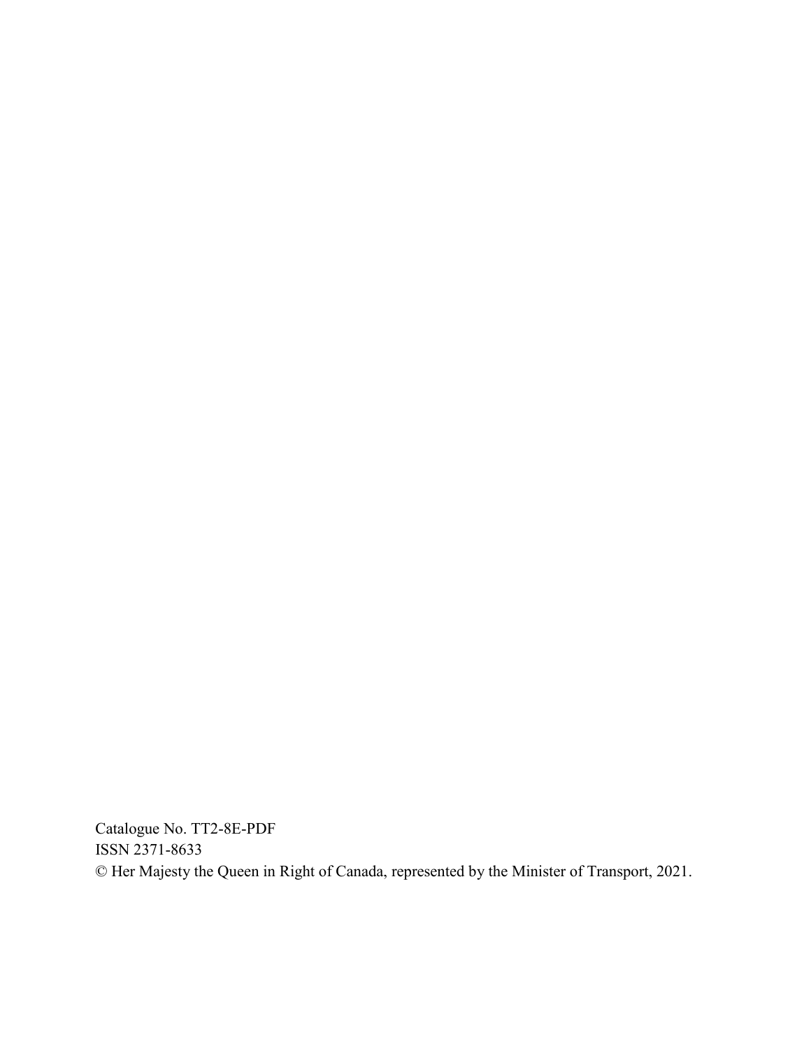Catalogue No. TT2-8E-PDF
ISSN 2371-8633
© Her Majesty the Queen in Right of Canada, represented by the Minister of Transport, 2021.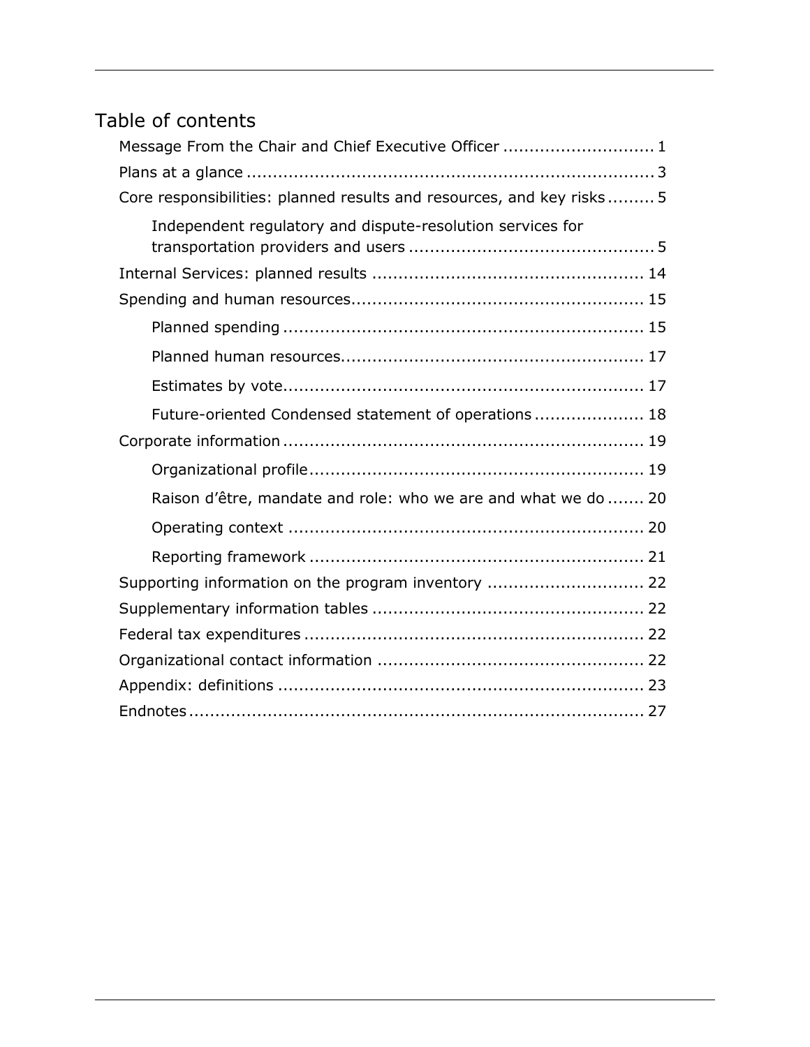# Table of contents

- Message From the Chair and Chief Executive Officer ............................. 1
- Plans at a glance ............................................................................. 3
- Core responsibilities: planned results and resources, and key risks ......... 5
  - Independent regulatory and dispute-resolution services for transportation providers and users ............................................... 5
- Internal Services: planned results .................................................... 14
- Spending and human resources........................................................ 15
  - Planned spending .................................................................... 15
  - Planned human resources......................................................... 17
  - Estimates by vote.................................................................... 17
  - Future-oriented Condensed statement of operations ..................... 18
- Corporate information .................................................................... 19
  - Organizational profile................................................................ 19
  - Raison d'être, mandate and role: who we are and what we do ....... 20
  - Operating context .................................................................... 20
  - Reporting framework ............................................................... 21
- Supporting information on the program inventory .............................. 22
- Supplementary information tables .................................................... 22
- Federal tax expenditures ................................................................. 22
- Organizational contact information ................................................... 22
- Appendix: definitions ...................................................................... 23
- Endnotes ........................................................................................ 27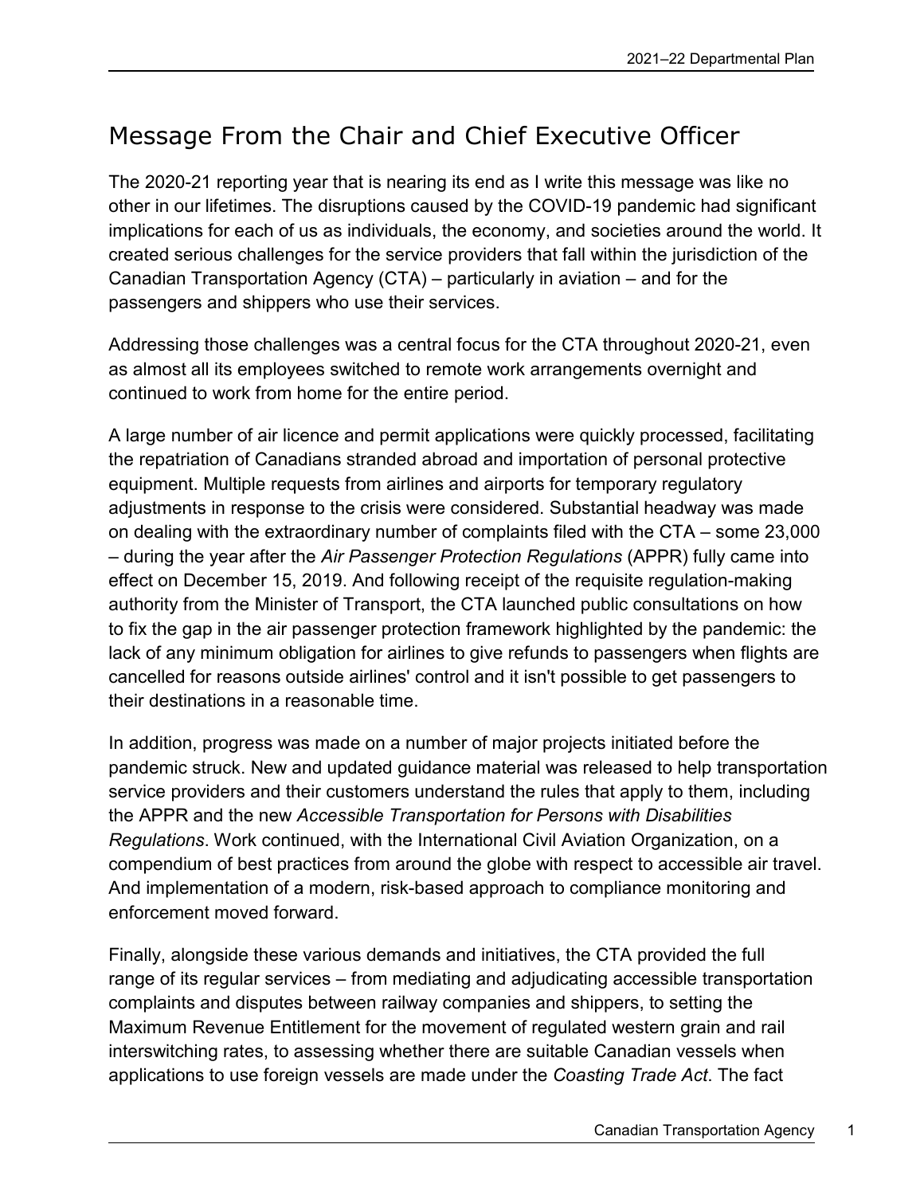# Message From the Chair and Chief Executive Officer

The 2020-21 reporting year that is nearing its end as I write this message was like no other in our lifetimes. The disruptions caused by the COVID-19 pandemic had significant implications for each of us as individuals, the economy, and societies around the world. It created serious challenges for the service providers that fall within the jurisdiction of the Canadian Transportation Agency (CTA) – particularly in aviation – and for the passengers and shippers who use their services.

Addressing those challenges was a central focus for the CTA throughout 2020-21, even as almost all its employees switched to remote work arrangements overnight and continued to work from home for the entire period.

A large number of air licence and permit applications were quickly processed, facilitating the repatriation of Canadians stranded abroad and importation of personal protective equipment. Multiple requests from airlines and airports for temporary regulatory adjustments in response to the crisis were considered. Substantial headway was made on dealing with the extraordinary number of complaints filed with the CTA – some 23,000 – during the year after the *Air Passenger Protection Regulations* (APPR) fully came into effect on December 15, 2019. And following receipt of the requisite regulation-making authority from the Minister of Transport, the CTA launched public consultations on how to fix the gap in the air passenger protection framework highlighted by the pandemic: the lack of any minimum obligation for airlines to give refunds to passengers when flights are cancelled for reasons outside airlines' control and it isn't possible to get passengers to their destinations in a reasonable time.

In addition, progress was made on a number of major projects initiated before the pandemic struck. New and updated guidance material was released to help transportation service providers and their customers understand the rules that apply to them, including the APPR and the new *Accessible Transportation for Persons with Disabilities Regulations*. Work continued, with the International Civil Aviation Organization, on a compendium of best practices from around the globe with respect to accessible air travel. And implementation of a modern, risk-based approach to compliance monitoring and enforcement moved forward.

Finally, alongside these various demands and initiatives, the CTA provided the full range of its regular services – from mediating and adjudicating accessible transportation complaints and disputes between railway companies and shippers, to setting the Maximum Revenue Entitlement for the movement of regulated western grain and rail interswitching rates, to assessing whether there are suitable Canadian vessels when applications to use foreign vessels are made under the *Coasting Trade Act*. The fact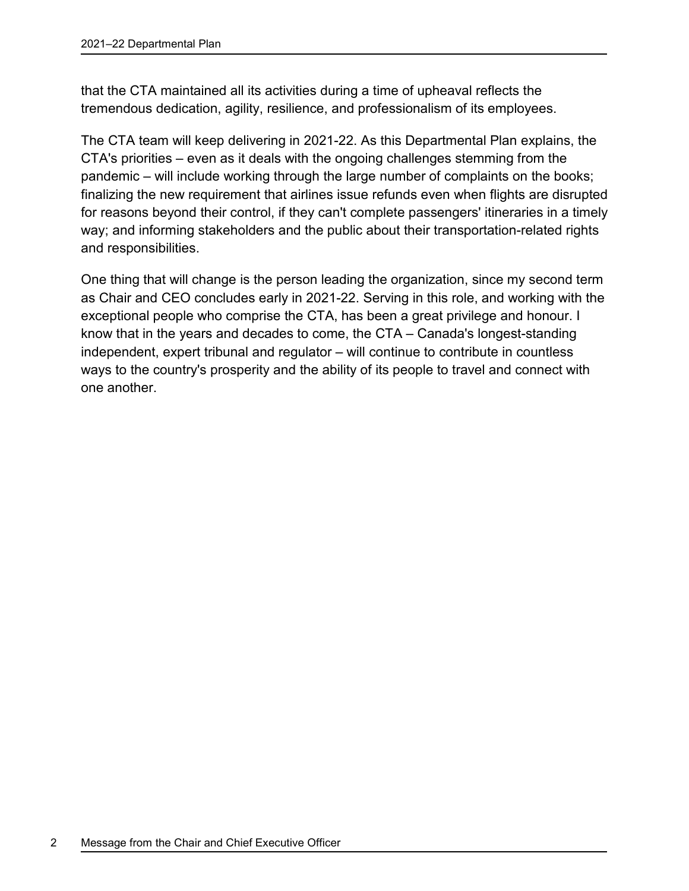that the CTA maintained all its activities during a time of upheaval reflects the tremendous dedication, agility, resilience, and professionalism of its employees.

The CTA team will keep delivering in 2021-22. As this Departmental Plan explains, the CTA's priorities – even as it deals with the ongoing challenges stemming from the pandemic – will include working through the large number of complaints on the books; finalizing the new requirement that airlines issue refunds even when flights are disrupted for reasons beyond their control, if they can't complete passengers' itineraries in a timely way; and informing stakeholders and the public about their transportation-related rights and responsibilities.

One thing that will change is the person leading the organization, since my second term as Chair and CEO concludes early in 2021-22. Serving in this role, and working with the exceptional people who comprise the CTA, has been a great privilege and honour. I know that in the years and decades to come, the CTA – Canada's longest-standing independent, expert tribunal and regulator – will continue to contribute in countless ways to the country's prosperity and the ability of its people to travel and connect with one another.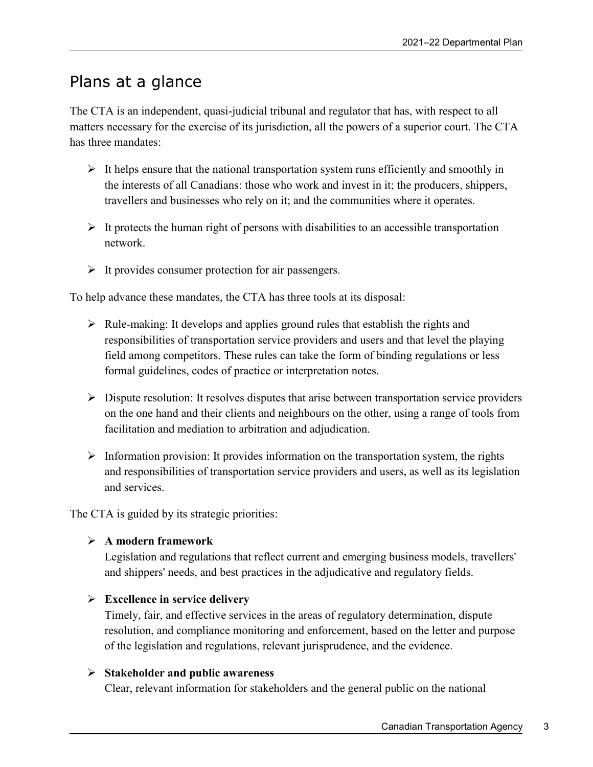## Plans at a glance

The CTA is an independent, quasi-judicial tribunal and regulator that has, with respect to all matters necessary for the exercise of its jurisdiction, all the powers of a superior court. The CTA has three mandates:

- It helps ensure that the national transportation system runs efficiently and smoothly in the interests of all Canadians: those who work and invest in it; the producers, shippers, travellers and businesses who rely on it; and the communities where it operates.
- It protects the human right of persons with disabilities to an accessible transportation network.
- It provides consumer protection for air passengers.

To help advance these mandates, the CTA has three tools at its disposal:

- Rule-making: It develops and applies ground rules that establish the rights and responsibilities of transportation service providers and users and that level the playing field among competitors. These rules can take the form of binding regulations or less formal guidelines, codes of practice or interpretation notes.
- Dispute resolution: It resolves disputes that arise between transportation service providers on the one hand and their clients and neighbours on the other, using a range of tools from facilitation and mediation to arbitration and adjudication.
- Information provision: It provides information on the transportation system, the rights and responsibilities of transportation service providers and users, as well as its legislation and services.

The CTA is guided by its strategic priorities:

- **A modern framework**
  Legislation and regulations that reflect current and emerging business models, travellers' and shippers' needs, and best practices in the adjudicative and regulatory fields.
- **Excellence in service delivery**
  Timely, fair, and effective services in the areas of regulatory determination, dispute resolution, and compliance monitoring and enforcement, based on the letter and purpose of the legislation and regulations, relevant jurisprudence, and the evidence.
- **Stakeholder and public awareness**
  Clear, relevant information for stakeholders and the general public on the national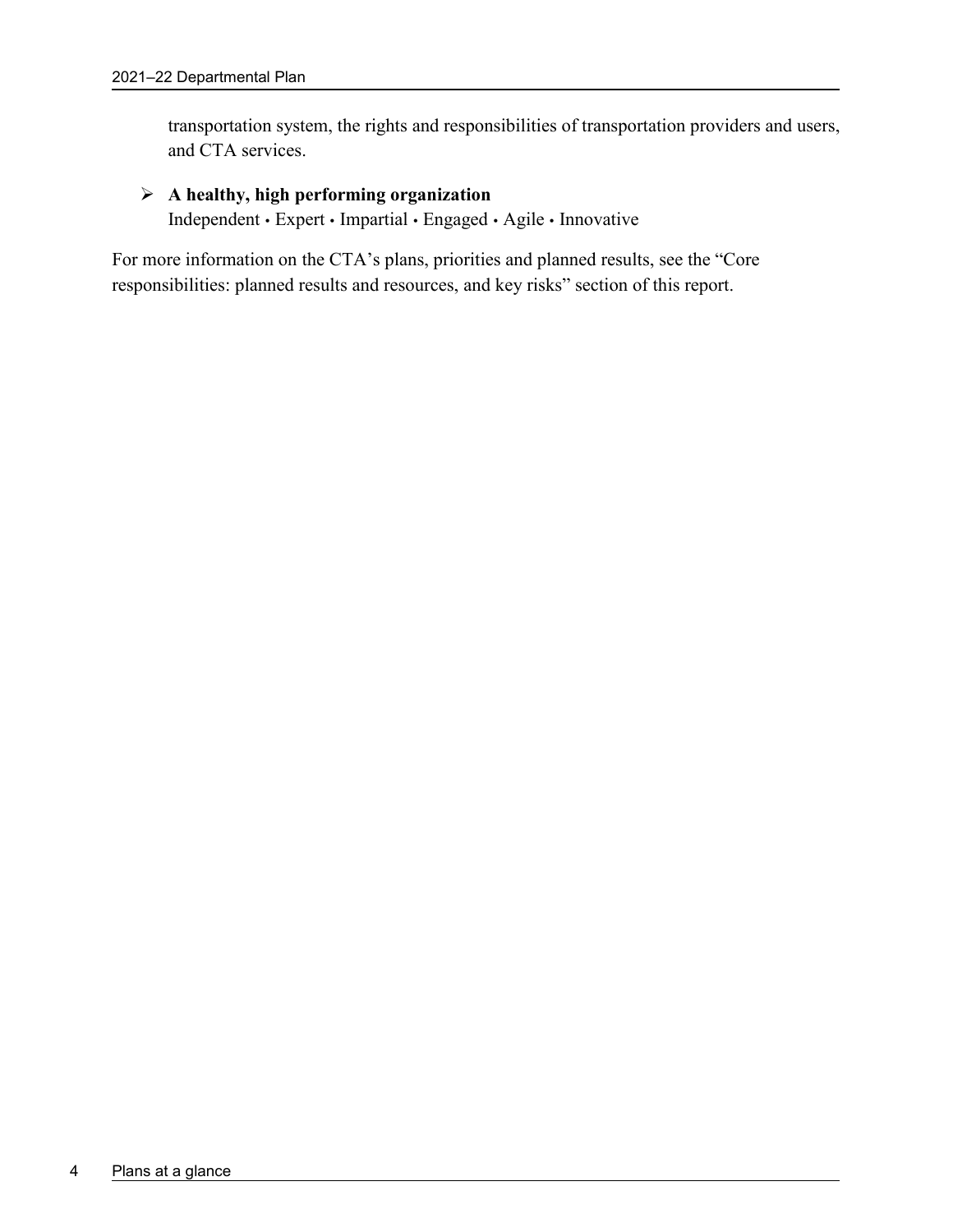transportation system, the rights and responsibilities of transportation providers and users, and CTA services.

- **A healthy, high performing organization**
  Independent • Expert • Impartial • Engaged • Agile • Innovative

For more information on the CTA's plans, priorities and planned results, see the "Core responsibilities: planned results and resources, and key risks" section of this report.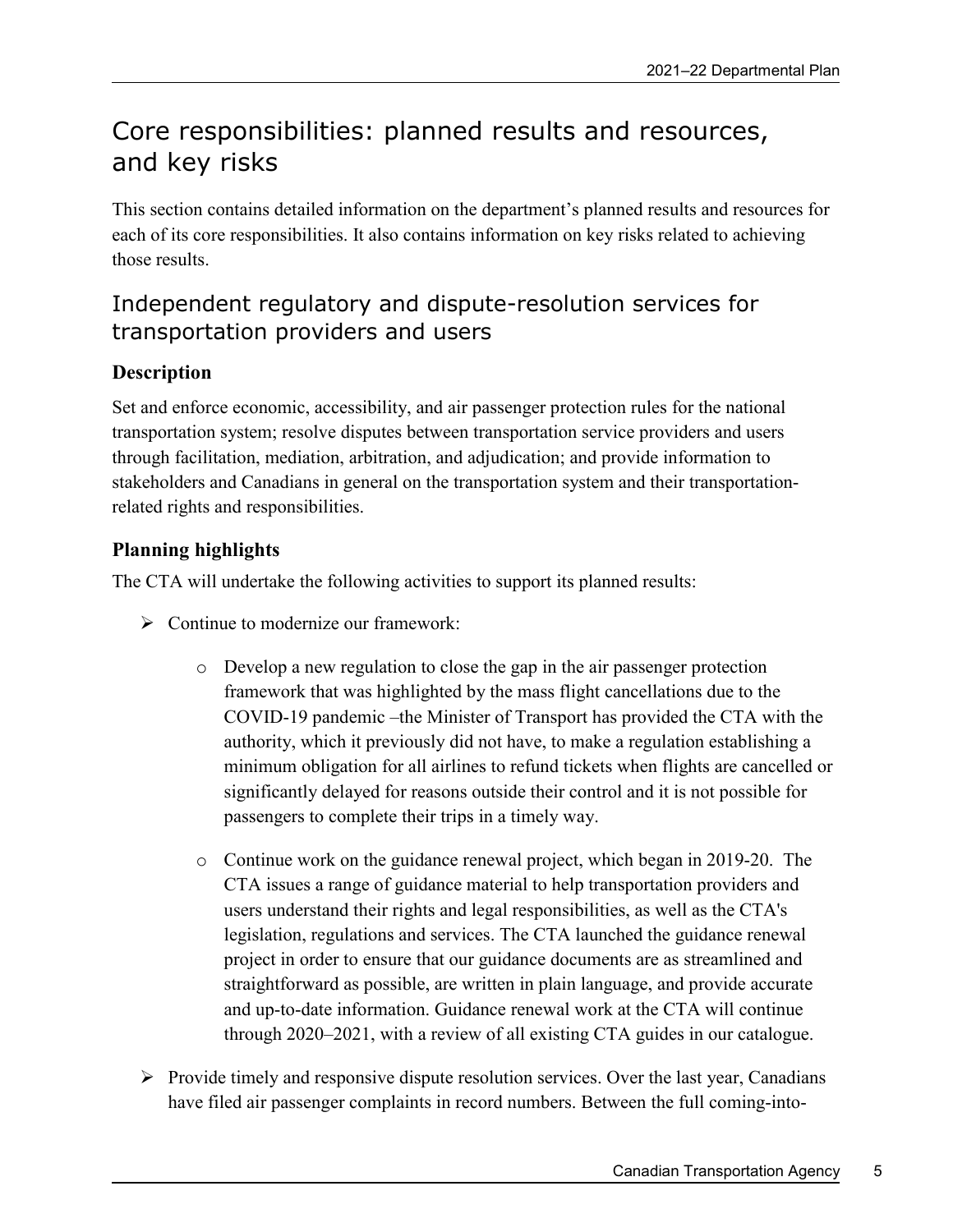# Core responsibilities: planned results and resources, and key risks

This section contains detailed information on the department's planned results and resources for each of its core responsibilities. It also contains information on key risks related to achieving those results.

## Independent regulatory and dispute-resolution services for transportation providers and users

### Description

Set and enforce economic, accessibility, and air passenger protection rules for the national transportation system; resolve disputes between transportation service providers and users through facilitation, mediation, arbitration, and adjudication; and provide information to stakeholders and Canadians in general on the transportation system and their transportation-related rights and responsibilities.

### Planning highlights

The CTA will undertake the following activities to support its planned results:

- Continue to modernize our framework:
  - Develop a new regulation to close the gap in the air passenger protection framework that was highlighted by the mass flight cancellations due to the COVID-19 pandemic –the Minister of Transport has provided the CTA with the authority, which it previously did not have, to make a regulation establishing a minimum obligation for all airlines to refund tickets when flights are cancelled or significantly delayed for reasons outside their control and it is not possible for passengers to complete their trips in a timely way.
  - Continue work on the guidance renewal project, which began in 2019-20. The CTA issues a range of guidance material to help transportation providers and users understand their rights and legal responsibilities, as well as the CTA's legislation, regulations and services. The CTA launched the guidance renewal project in order to ensure that our guidance documents are as streamlined and straightforward as possible, are written in plain language, and provide accurate and up-to-date information. Guidance renewal work at the CTA will continue through 2020–2021, with a review of all existing CTA guides in our catalogue.
- Provide timely and responsive dispute resolution services. Over the last year, Canadians have filed air passenger complaints in record numbers. Between the full coming-into-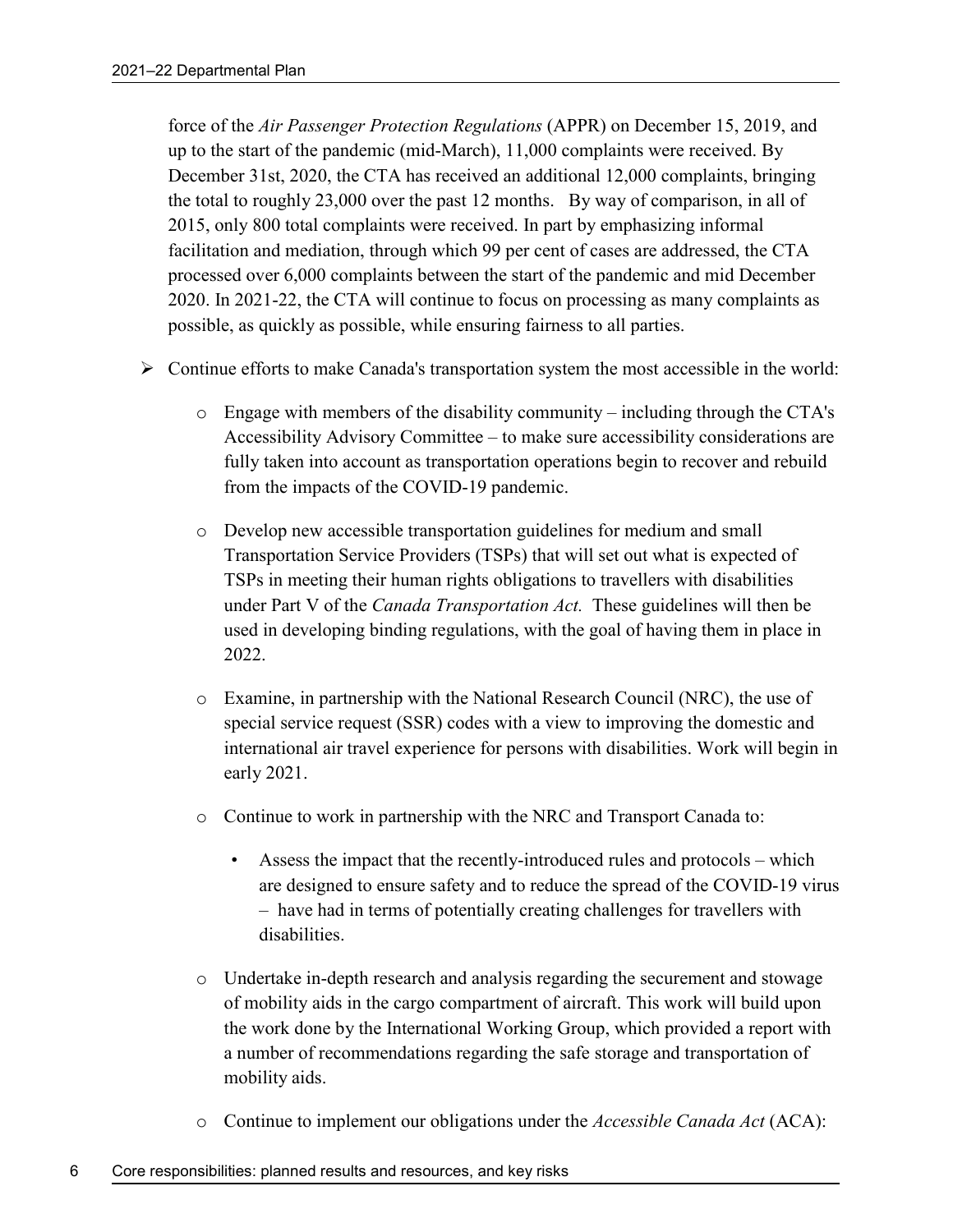force of the *Air Passenger Protection Regulations* (APPR) on December 15, 2019, and up to the start of the pandemic (mid-March), 11,000 complaints were received. By December 31st, 2020, the CTA has received an additional 12,000 complaints, bringing the total to roughly 23,000 over the past 12 months. By way of comparison, in all of 2015, only 800 total complaints were received. In part by emphasizing informal facilitation and mediation, through which 99 per cent of cases are addressed, the CTA processed over 6,000 complaints between the start of the pandemic and mid December 2020. In 2021-22, the CTA will continue to focus on processing as many complaints as possible, as quickly as possible, while ensuring fairness to all parties.

- Continue efforts to make Canada's transportation system the most accessible in the world:
  - Engage with members of the disability community – including through the CTA's Accessibility Advisory Committee – to make sure accessibility considerations are fully taken into account as transportation operations begin to recover and rebuild from the impacts of the COVID-19 pandemic.
  - Develop new accessible transportation guidelines for medium and small Transportation Service Providers (TSPs) that will set out what is expected of TSPs in meeting their human rights obligations to travellers with disabilities under Part V of the *Canada Transportation Act.* These guidelines will then be used in developing binding regulations, with the goal of having them in place in 2022.
  - Examine, in partnership with the National Research Council (NRC), the use of special service request (SSR) codes with a view to improving the domestic and international air travel experience for persons with disabilities. Work will begin in early 2021.
  - Continue to work in partnership with the NRC and Transport Canada to:
    - Assess the impact that the recently-introduced rules and protocols – which are designed to ensure safety and to reduce the spread of the COVID-19 virus – have had in terms of potentially creating challenges for travellers with disabilities.
  - Undertake in-depth research and analysis regarding the securement and stowage of mobility aids in the cargo compartment of aircraft. This work will build upon the work done by the International Working Group, which provided a report with a number of recommendations regarding the safe storage and transportation of mobility aids.
  - Continue to implement our obligations under the *Accessible Canada Act* (ACA):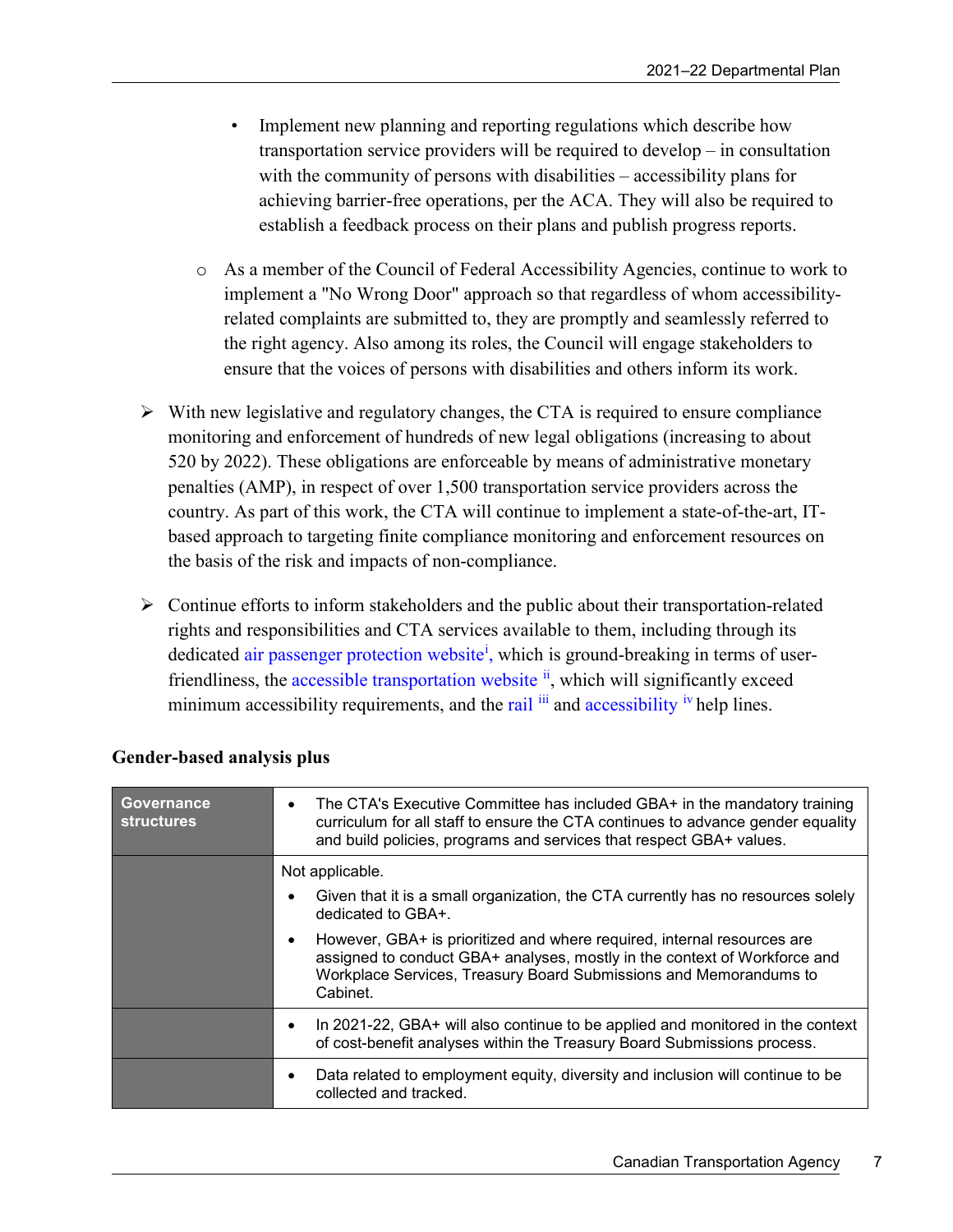- Implement new planning and reporting regulations which describe how transportation service providers will be required to develop – in consultation with the community of persons with disabilities – accessibility plans for achieving barrier-free operations, per the ACA. They will also be required to establish a feedback process on their plans and publish progress reports.

  - As a member of the Council of Federal Accessibility Agencies, continue to work to implement a "No Wrong Door" approach so that regardless of whom accessibility-related complaints are submitted to, they are promptly and seamlessly referred to the right agency. Also among its roles, the Council will engage stakeholders to ensure that the voices of persons with disabilities and others inform its work.

- With new legislative and regulatory changes, the CTA is required to ensure compliance monitoring and enforcement of hundreds of new legal obligations (increasing to about 520 by 2022). These obligations are enforceable by means of administrative monetary penalties (AMP), in respect of over 1,500 transportation service providers across the country. As part of this work, the CTA will continue to implement a state-of-the-art, IT-based approach to targeting finite compliance monitoring and enforcement resources on the basis of the risk and impacts of non-compliance.

- Continue efforts to inform stakeholders and the public about their transportation-related rights and responsibilities and CTA services available to them, including through its dedicated air passenger protection website[i], which is ground-breaking in terms of user-friendliness, the accessible transportation website [ii], which will significantly exceed minimum accessibility requirements, and the rail [iii] and accessibility [iv] help lines.

### Gender-based analysis plus

| Governance structures | • The CTA's Executive Committee has included GBA+ in the mandatory training curriculum for all staff to ensure the CTA continues to advance gender equality and build policies, programs and services that respect GBA+ values. |
|---|---|
| | Not applicable.<br>• Given that it is a small organization, the CTA currently has no resources solely dedicated to GBA+.<br>• However, GBA+ is prioritized and where required, internal resources are assigned to conduct GBA+ analyses, mostly in the context of Workforce and Workplace Services, Treasury Board Submissions and Memorandums to Cabinet. |
| | • In 2021-22, GBA+ will also continue to be applied and monitored in the context of cost-benefit analyses within the Treasury Board Submissions process. |
| | • Data related to employment equity, diversity and inclusion will continue to be collected and tracked. |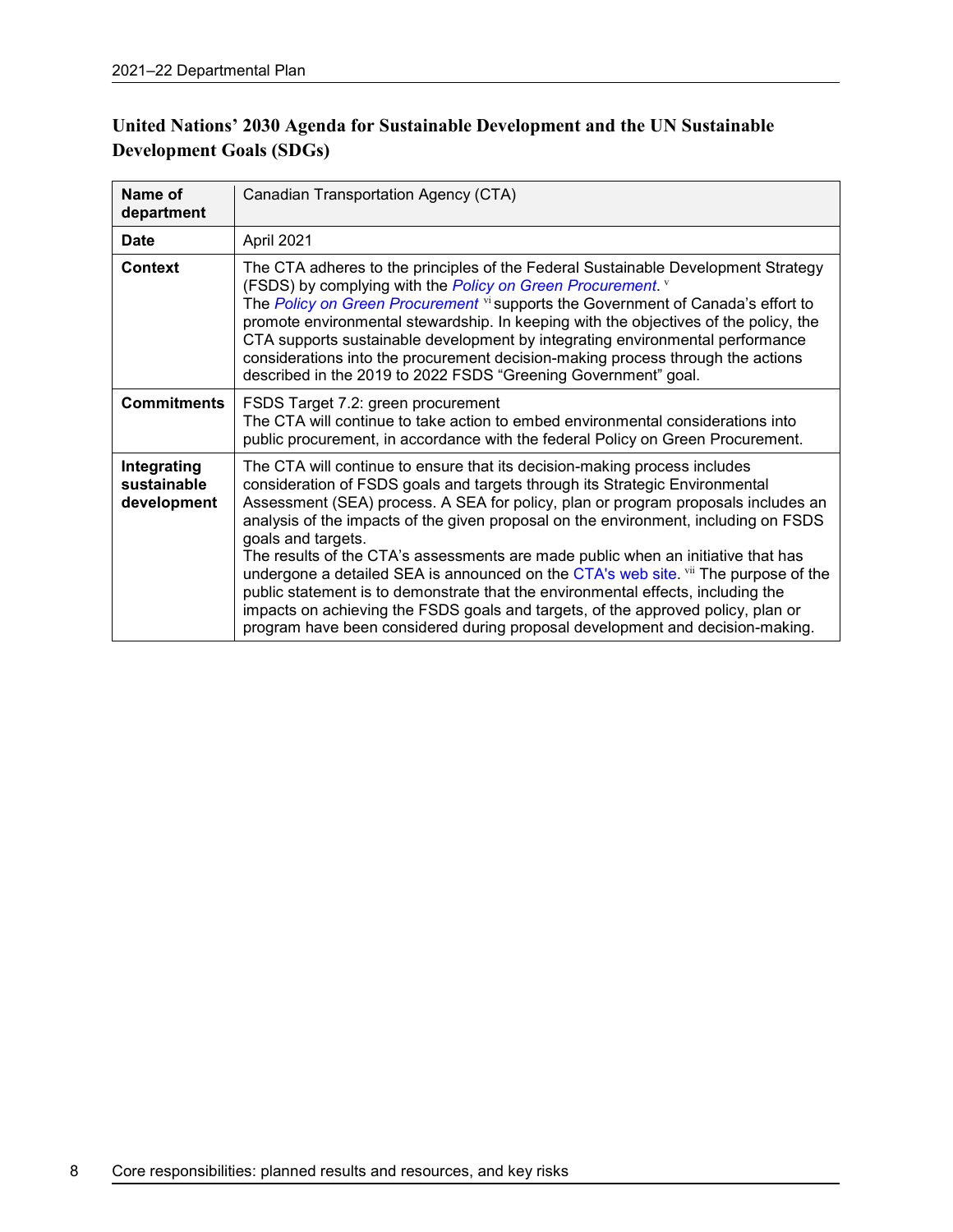### United Nations' 2030 Agenda for Sustainable Development and the UN Sustainable Development Goals (SDGs)

| Name of department | Canadian Transportation Agency (CTA) |
| --- | --- |
| Date | April 2021 |
| Context | The CTA adheres to the principles of the Federal Sustainable Development Strategy (FSDS) by complying with the *Policy on Green Procurement*. [v] The *Policy on Green Procurement* [vi] supports the Government of Canada's effort to promote environmental stewardship. In keeping with the objectives of the policy, the CTA supports sustainable development by integrating environmental performance considerations into the procurement decision-making process through the actions described in the 2019 to 2022 FSDS "Greening Government" goal. |
| Commitments | FSDS Target 7.2: green procurement<br>The CTA will continue to take action to embed environmental considerations into public procurement, in accordance with the federal Policy on Green Procurement. |
| Integrating sustainable development | The CTA will continue to ensure that its decision-making process includes consideration of FSDS goals and targets through its Strategic Environmental Assessment (SEA) process. A SEA for policy, plan or program proposals includes an analysis of the impacts of the given proposal on the environment, including on FSDS goals and targets.<br>The results of the CTA's assessments are made public when an initiative that has undergone a detailed SEA is announced on the CTA's web site. [vii] The purpose of the public statement is to demonstrate that the environmental effects, including the impacts on achieving the FSDS goals and targets, of the approved policy, plan or program have been considered during proposal development and decision-making. |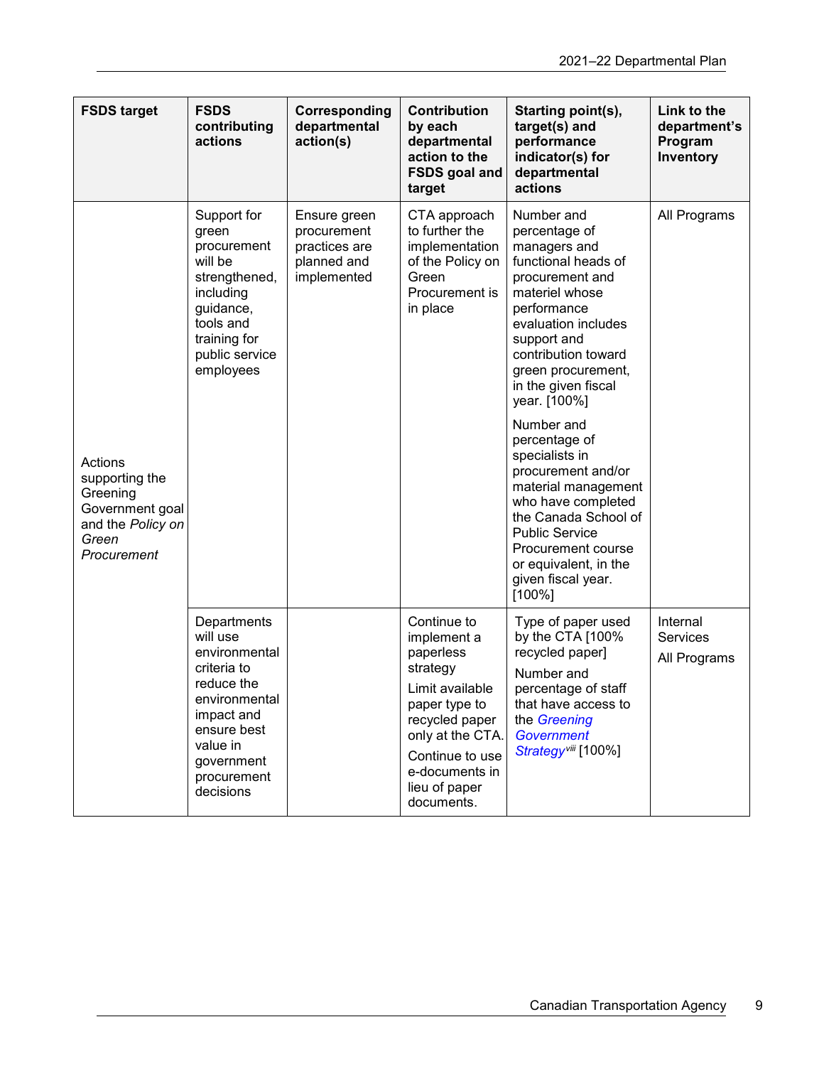| FSDS target | FSDS contributing actions | Corresponding departmental action(s) | Contribution by each departmental action to the FSDS goal and target | Starting point(s), target(s) and performance indicator(s) for departmental actions | Link to the department's Program Inventory |
|---|---|---|---|---|---|
| Actions supporting the Greening Government goal and the *Policy on Green Procurement* | Support for green procurement will be strengthened, including guidance, tools and training for public service employees | Ensure green procurement practices are planned and implemented | CTA approach to further the implementation of the Policy on Green Procurement is in place | Number and percentage of managers and functional heads of procurement and materiel whose performance evaluation includes support and contribution toward green procurement, in the given fiscal year. [100%]<br><br>Number and percentage of specialists in procurement and/or material management who have completed the Canada School of Public Service Procurement course or equivalent, in the given fiscal year. [100%] | All Programs |
| | Departments will use environmental criteria to reduce the environmental impact and ensure best value in government procurement decisions | | Continue to implement a paperless strategy<br><br>Limit available paper type to recycled paper only at the CTA.<br><br>Continue to use e-documents in lieu of paper documents. | Type of paper used by the CTA [100% recycled paper]<br><br>Number and percentage of staff that have access to the *Greening Government Strategy*[viii] [100%] | Internal Services<br><br>All Programs |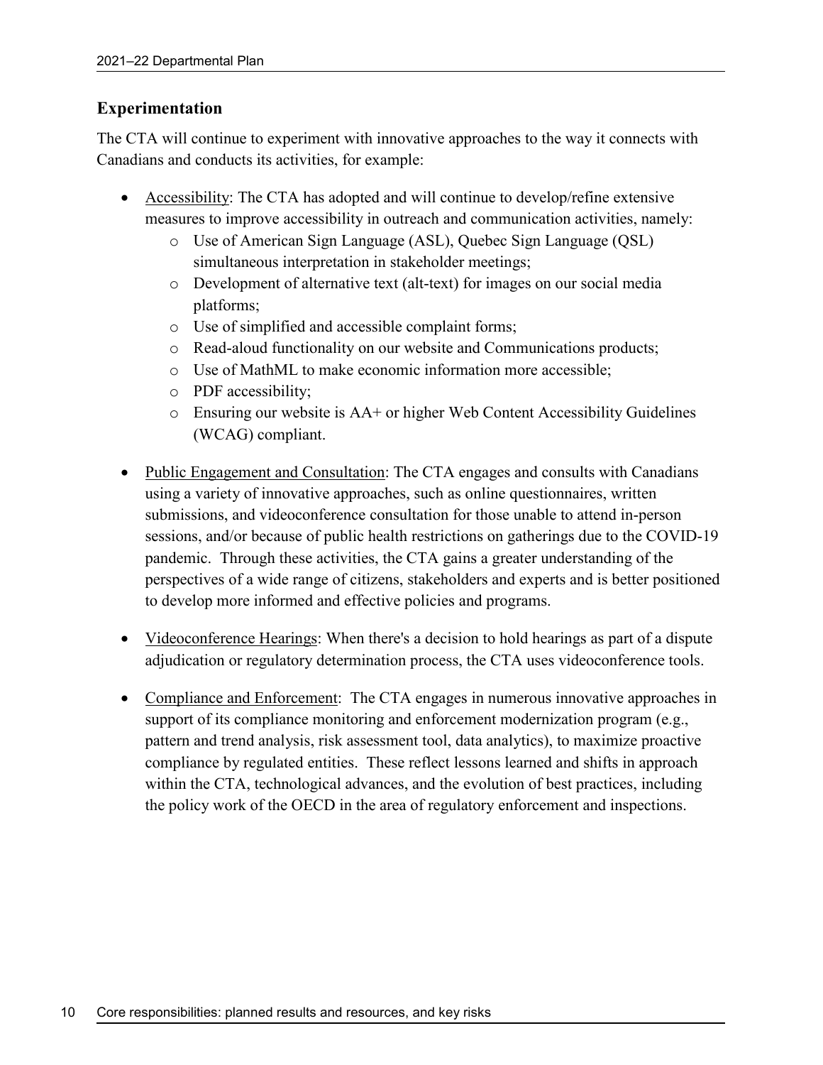## Experimentation

The CTA will continue to experiment with innovative approaches to the way it connects with Canadians and conducts its activities, for example:

- Accessibility: The CTA has adopted and will continue to develop/refine extensive measures to improve accessibility in outreach and communication activities, namely:
    - Use of American Sign Language (ASL), Quebec Sign Language (QSL) simultaneous interpretation in stakeholder meetings;
    - Development of alternative text (alt-text) for images on our social media platforms;
    - Use of simplified and accessible complaint forms;
    - Read-aloud functionality on our website and Communications products;
    - Use of MathML to make economic information more accessible;
    - PDF accessibility;
    - Ensuring our website is AA+ or higher Web Content Accessibility Guidelines (WCAG) compliant.
- Public Engagement and Consultation: The CTA engages and consults with Canadians using a variety of innovative approaches, such as online questionnaires, written submissions, and videoconference consultation for those unable to attend in-person sessions, and/or because of public health restrictions on gatherings due to the COVID-19 pandemic. Through these activities, the CTA gains a greater understanding of the perspectives of a wide range of citizens, stakeholders and experts and is better positioned to develop more informed and effective policies and programs.
- Videoconference Hearings: When there's a decision to hold hearings as part of a dispute adjudication or regulatory determination process, the CTA uses videoconference tools.
- Compliance and Enforcement: The CTA engages in numerous innovative approaches in support of its compliance monitoring and enforcement modernization program (e.g., pattern and trend analysis, risk assessment tool, data analytics), to maximize proactive compliance by regulated entities. These reflect lessons learned and shifts in approach within the CTA, technological advances, and the evolution of best practices, including the policy work of the OECD in the area of regulatory enforcement and inspections.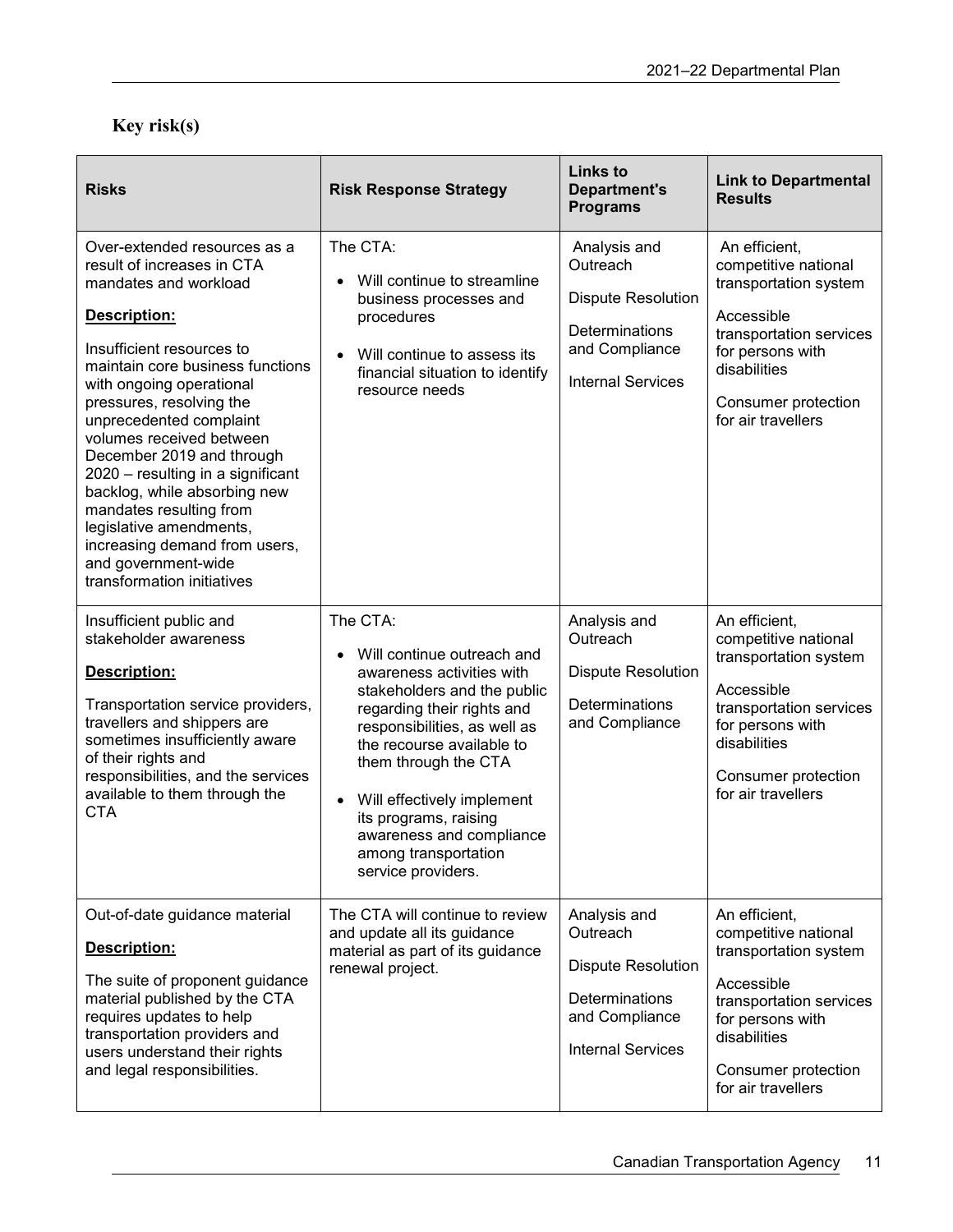### Key risk(s)

| Risks | Risk Response Strategy | Links to Department's Programs | Link to Departmental Results |
|---|---|---|---|
| Over-extended resources as a result of increases in CTA mandates and workload<br><br>**Description:**<br><br>Insufficient resources to maintain core business functions with ongoing operational pressures, resolving the unprecedented complaint volumes received between December 2019 and through 2020 – resulting in a significant backlog, while absorbing new mandates resulting from legislative amendments, increasing demand from users, and government-wide transformation initiatives | The CTA:<br><br>• Will continue to streamline business processes and procedures<br><br>• Will continue to assess its financial situation to identify resource needs | Analysis and Outreach<br><br>Dispute Resolution<br><br>Determinations and Compliance<br><br>Internal Services | An efficient, competitive national transportation system<br><br>Accessible transportation services for persons with disabilities<br><br>Consumer protection for air travellers |
| Insufficient public and stakeholder awareness<br><br>**Description:**<br><br>Transportation service providers, travellers and shippers are sometimes insufficiently aware of their rights and responsibilities, and the services available to them through the CTA | The CTA:<br><br>• Will continue outreach and awareness activities with stakeholders and the public regarding their rights and responsibilities, as well as the recourse available to them through the CTA<br><br>• Will effectively implement its programs, raising awareness and compliance among transportation service providers. | Analysis and Outreach<br><br>Dispute Resolution<br><br>Determinations and Compliance | An efficient, competitive national transportation system<br><br>Accessible transportation services for persons with disabilities<br><br>Consumer protection for air travellers |
| Out-of-date guidance material<br><br>**Description:**<br><br>The suite of proponent guidance material published by the CTA requires updates to help transportation providers and users understand their rights and legal responsibilities. | The CTA will continue to review and update all its guidance material as part of its guidance renewal project. | Analysis and Outreach<br><br>Dispute Resolution<br><br>Determinations and Compliance<br><br>Internal Services | An efficient, competitive national transportation system<br><br>Accessible transportation services for persons with disabilities<br><br>Consumer protection for air travellers |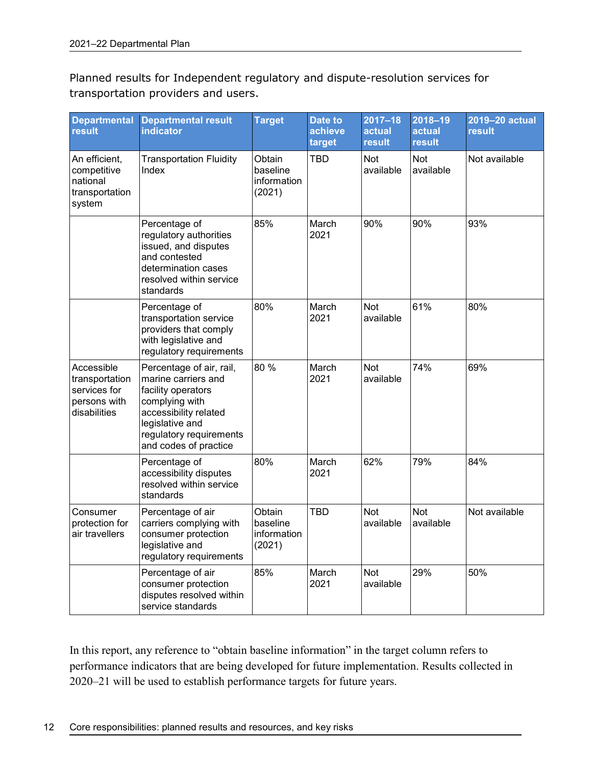Planned results for Independent regulatory and dispute-resolution services for transportation providers and users.

| Departmental result | Departmental result indicator | Target | Date to achieve target | 2017–18 actual result | 2018–19 actual result | 2019–20 actual result |
|---|---|---|---|---|---|---|
| An efficient, competitive national transportation system | Transportation Fluidity Index | Obtain baseline information (2021) | TBD | Not available | Not available | Not available |
| | Percentage of regulatory authorities issued, and disputes and contested determination cases resolved within service standards | 85% | March 2021 | 90% | 90% | 93% |
| | Percentage of transportation service providers that comply with legislative and regulatory requirements | 80% | March 2021 | Not available | 61% | 80% |
| Accessible transportation services for persons with disabilities | Percentage of air, rail, marine carriers and facility operators complying with accessibility related legislative and regulatory requirements and codes of practice | 80 % | March 2021 | Not available | 74% | 69% |
| | Percentage of accessibility disputes resolved within service standards | 80% | March 2021 | 62% | 79% | 84% |
| Consumer protection for air travellers | Percentage of air carriers complying with consumer protection legislative and regulatory requirements | Obtain baseline information (2021) | TBD | Not available | Not available | Not available |
| | Percentage of air consumer protection disputes resolved within service standards | 85% | March 2021 | Not available | 29% | 50% |

In this report, any reference to "obtain baseline information" in the target column refers to performance indicators that are being developed for future implementation. Results collected in 2020–21 will be used to establish performance targets for future years.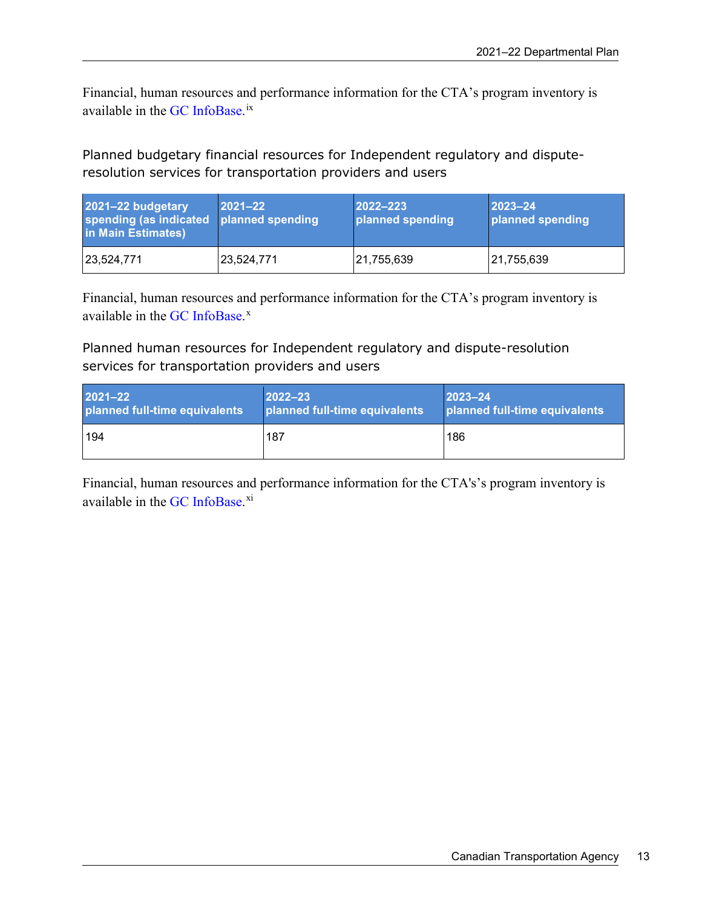Financial, human resources and performance information for the CTA’s program inventory is available in the GC InfoBase.[ix]

### Planned budgetary financial resources for Independent regulatory and dispute-resolution services for transportation providers and users

| 2021–22 budgetary spending (as indicated in Main Estimates) | 2021–22 planned spending | 2022–223 planned spending | 2023–24 planned spending |
|---|---|---|---|
| 23,524,771 | 23,524,771 | 21,755,639 | 21,755,639 |

Financial, human resources and performance information for the CTA’s program inventory is available in the GC InfoBase.[x]

### Planned human resources for Independent regulatory and dispute-resolution services for transportation providers and users

| 2021–22 planned full-time equivalents | 2022–23 planned full-time equivalents | 2023–24 planned full-time equivalents |
|---|---|---|
| 194 | 187 | 186 |

Financial, human resources and performance information for the CTA's’s program inventory is available in the GC InfoBase.[xi]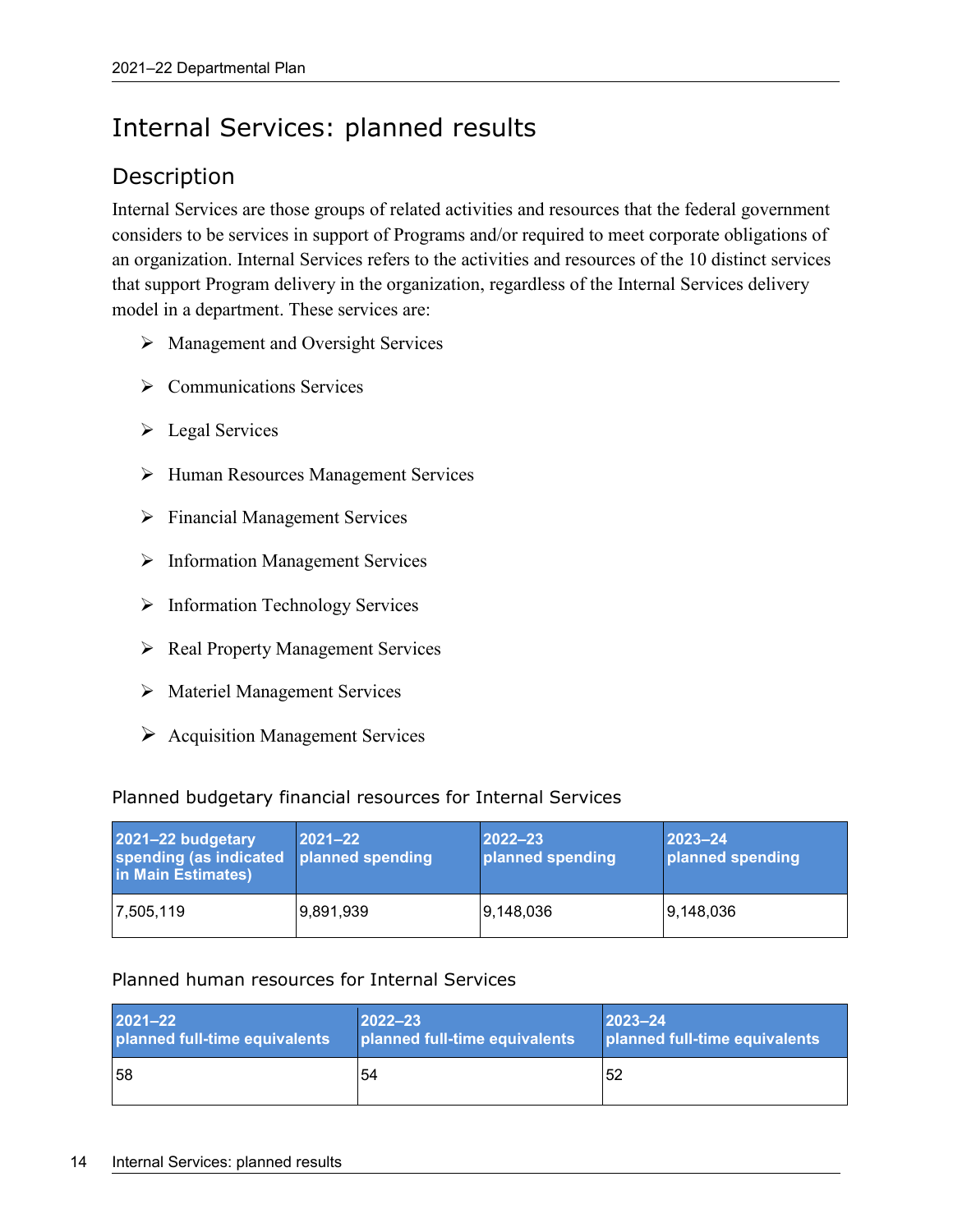# Internal Services: planned results

## Description

Internal Services are those groups of related activities and resources that the federal government considers to be services in support of Programs and/or required to meet corporate obligations of an organization. Internal Services refers to the activities and resources of the 10 distinct services that support Program delivery in the organization, regardless of the Internal Services delivery model in a department. These services are:

- Management and Oversight Services
- Communications Services
- Legal Services
- Human Resources Management Services
- Financial Management Services
- Information Management Services
- Information Technology Services
- Real Property Management Services
- Materiel Management Services
- Acquisition Management Services

### Planned budgetary financial resources for Internal Services

| 2021–22 budgetary spending (as indicated in Main Estimates) | 2021–22 planned spending | 2022–23 planned spending | 2023–24 planned spending |
|---|---|---|---|
| 7,505,119 | 9,891,939 | 9,148,036 | 9,148,036 |

### Planned human resources for Internal Services

| 2021–22 planned full-time equivalents | 2022–23 planned full-time equivalents | 2023–24 planned full-time equivalents |
|---|---|---|
| 58 | 54 | 52 |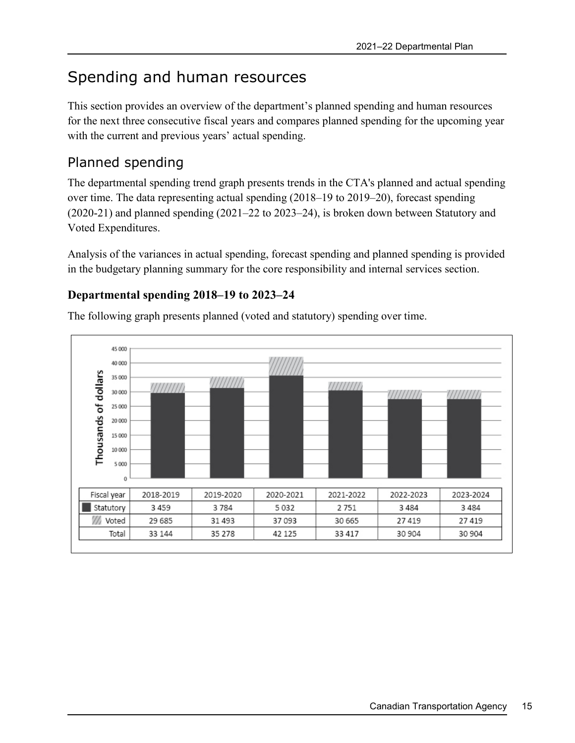# Spending and human resources

This section provides an overview of the department's planned spending and human resources for the next three consecutive fiscal years and compares planned spending for the upcoming year with the current and previous years' actual spending.

## Planned spending

The departmental spending trend graph presents trends in the CTA's planned and actual spending over time. The data representing actual spending (2018–19 to 2019–20), forecast spending (2020-21) and planned spending (2021–22 to 2023–24), is broken down between Statutory and Voted Expenditures.

Analysis of the variances in actual spending, forecast spending and planned spending is provided in the budgetary planning summary for the core responsibility and internal services section.

### Departmental spending 2018–19 to 2023–24

The following graph presents planned (voted and statutory) spending over time.

| Fiscal year | 2018-2019 | 2019-2020 | 2020-2021 | 2021-2022 | 2022-2023 | 2023-2024 |
|---|---|---|---|---|---|---|
| Statutory | 3 459 | 3 784 | 5 032 | 2 751 | 3 484 | 3 484 |
| Voted | 29 685 | 31 493 | 37 093 | 30 665 | 27 419 | 27 419 |
| Total | 33 144 | 35 278 | 42 125 | 33 417 | 30 904 | 30 904 |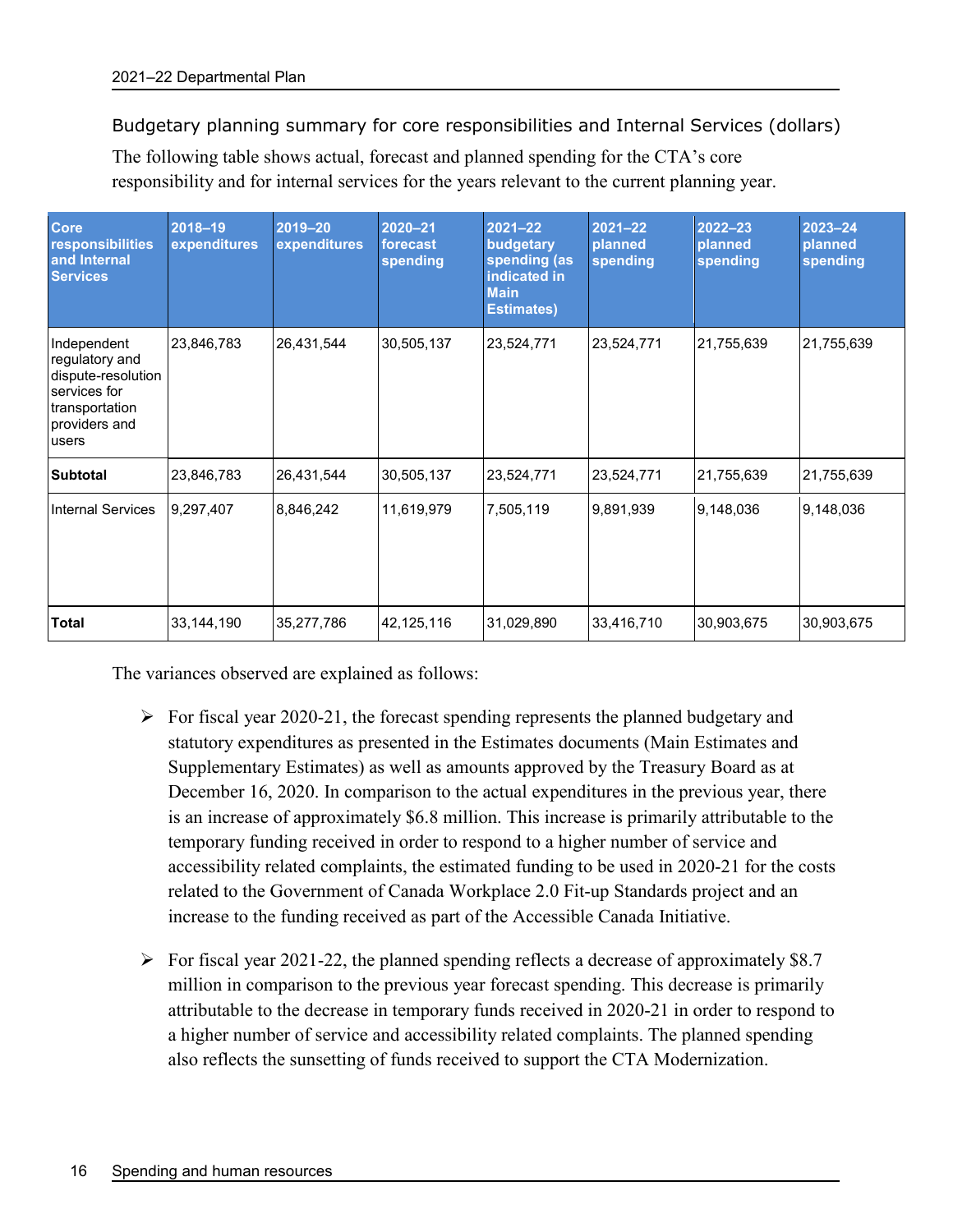### Budgetary planning summary for core responsibilities and Internal Services (dollars)

The following table shows actual, forecast and planned spending for the CTA's core responsibility and for internal services for the years relevant to the current planning year.

| Core responsibilities and Internal Services | 2018–19 expenditures | 2019–20 expenditures | 2020–21 forecast spending | 2021–22 budgetary spending (as indicated in Main Estimates) | 2021–22 planned spending | 2022–23 planned spending | 2023–24 planned spending |
|---|---|---|---|---|---|---|---|
| Independent regulatory and dispute-resolution services for transportation providers and users | 23,846,783 | 26,431,544 | 30,505,137 | 23,524,771 | 23,524,771 | 21,755,639 | 21,755,639 |
| **Subtotal** | 23,846,783 | 26,431,544 | 30,505,137 | 23,524,771 | 23,524,771 | 21,755,639 | 21,755,639 |
| Internal Services | 9,297,407 | 8,846,242 | 11,619,979 | 7,505,119 | 9,891,939 | 9,148,036 | 9,148,036 |
| **Total** | 33,144,190 | 35,277,786 | 42,125,116 | 31,029,890 | 33,416,710 | 30,903,675 | 30,903,675 |

The variances observed are explained as follows:

- For fiscal year 2020-21, the forecast spending represents the planned budgetary and statutory expenditures as presented in the Estimates documents (Main Estimates and Supplementary Estimates) as well as amounts approved by the Treasury Board as at December 16, 2020. In comparison to the actual expenditures in the previous year, there is an increase of approximately $6.8 million. This increase is primarily attributable to the temporary funding received in order to respond to a higher number of service and accessibility related complaints, the estimated funding to be used in 2020-21 for the costs related to the Government of Canada Workplace 2.0 Fit-up Standards project and an increase to the funding received as part of the Accessible Canada Initiative.
- For fiscal year 2021-22, the planned spending reflects a decrease of approximately $8.7 million in comparison to the previous year forecast spending. This decrease is primarily attributable to the decrease in temporary funds received in 2020-21 in order to respond to a higher number of service and accessibility related complaints. The planned spending also reflects the sunsetting of funds received to support the CTA Modernization.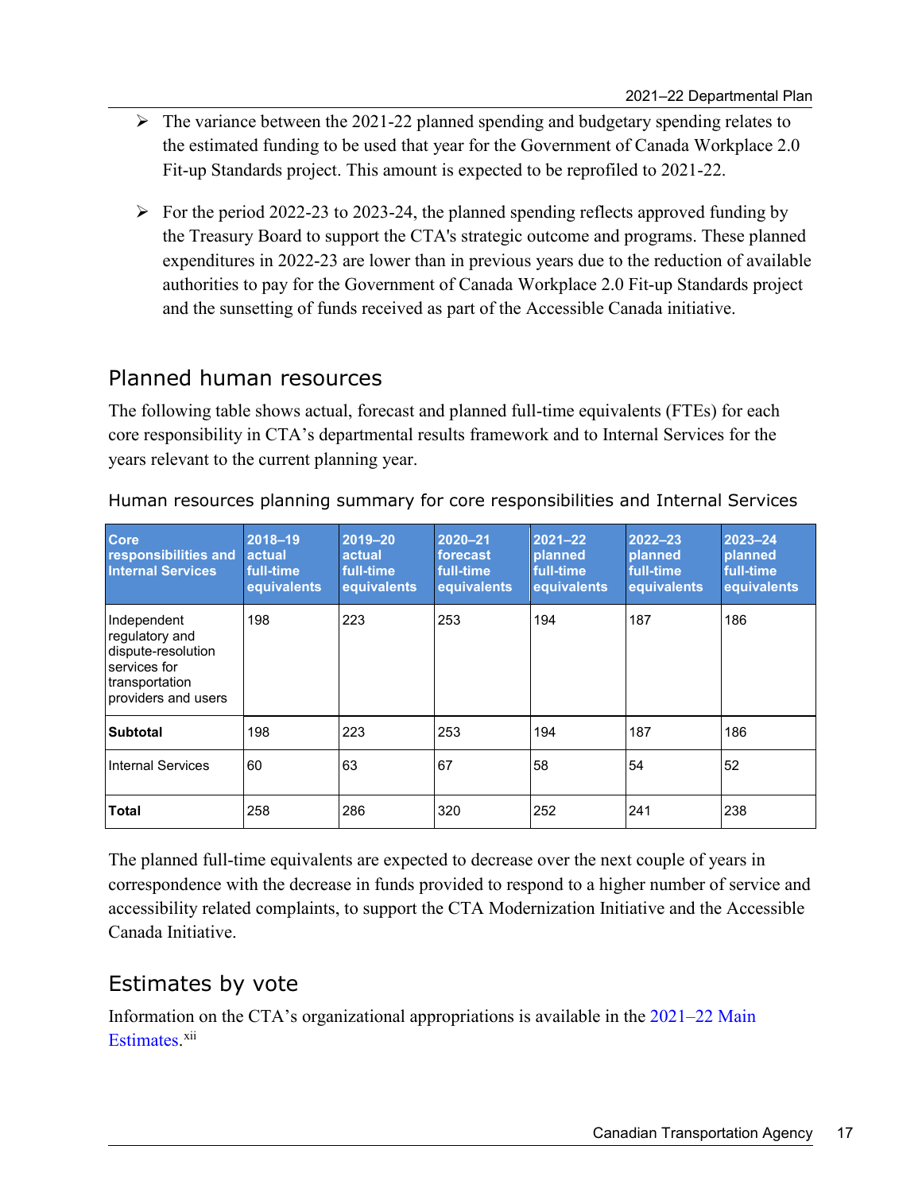- The variance between the 2021-22 planned spending and budgetary spending relates to the estimated funding to be used that year for the Government of Canada Workplace 2.0 Fit-up Standards project. This amount is expected to be reprofiled to 2021-22.

- For the period 2022-23 to 2023-24, the planned spending reflects approved funding by the Treasury Board to support the CTA's strategic outcome and programs. These planned expenditures in 2022-23 are lower than in previous years due to the reduction of available authorities to pay for the Government of Canada Workplace 2.0 Fit-up Standards project and the sunsetting of funds received as part of the Accessible Canada initiative.

## Planned human resources

The following table shows actual, forecast and planned full-time equivalents (FTEs) for each core responsibility in CTA's departmental results framework and to Internal Services for the years relevant to the current planning year.

### Human resources planning summary for core responsibilities and Internal Services

| Core responsibilities and Internal Services | 2018–19 actual full-time equivalents | 2019–20 actual full-time equivalents | 2020–21 forecast full-time equivalents | 2021–22 planned full-time equivalents | 2022–23 planned full-time equivalents | 2023–24 planned full-time equivalents |
|---|---|---|---|---|---|---|
| Independent regulatory and dispute-resolution services for transportation providers and users | 198 | 223 | 253 | 194 | 187 | 186 |
| **Subtotal** | 198 | 223 | 253 | 194 | 187 | 186 |
| Internal Services | 60 | 63 | 67 | 58 | 54 | 52 |
| **Total** | 258 | 286 | 320 | 252 | 241 | 238 |

The planned full-time equivalents are expected to decrease over the next couple of years in correspondence with the decrease in funds provided to respond to a higher number of service and accessibility related complaints, to support the CTA Modernization Initiative and the Accessible Canada Initiative.

## Estimates by vote

Information on the CTA's organizational appropriations is available in the 2021–22 Main Estimates.[xii]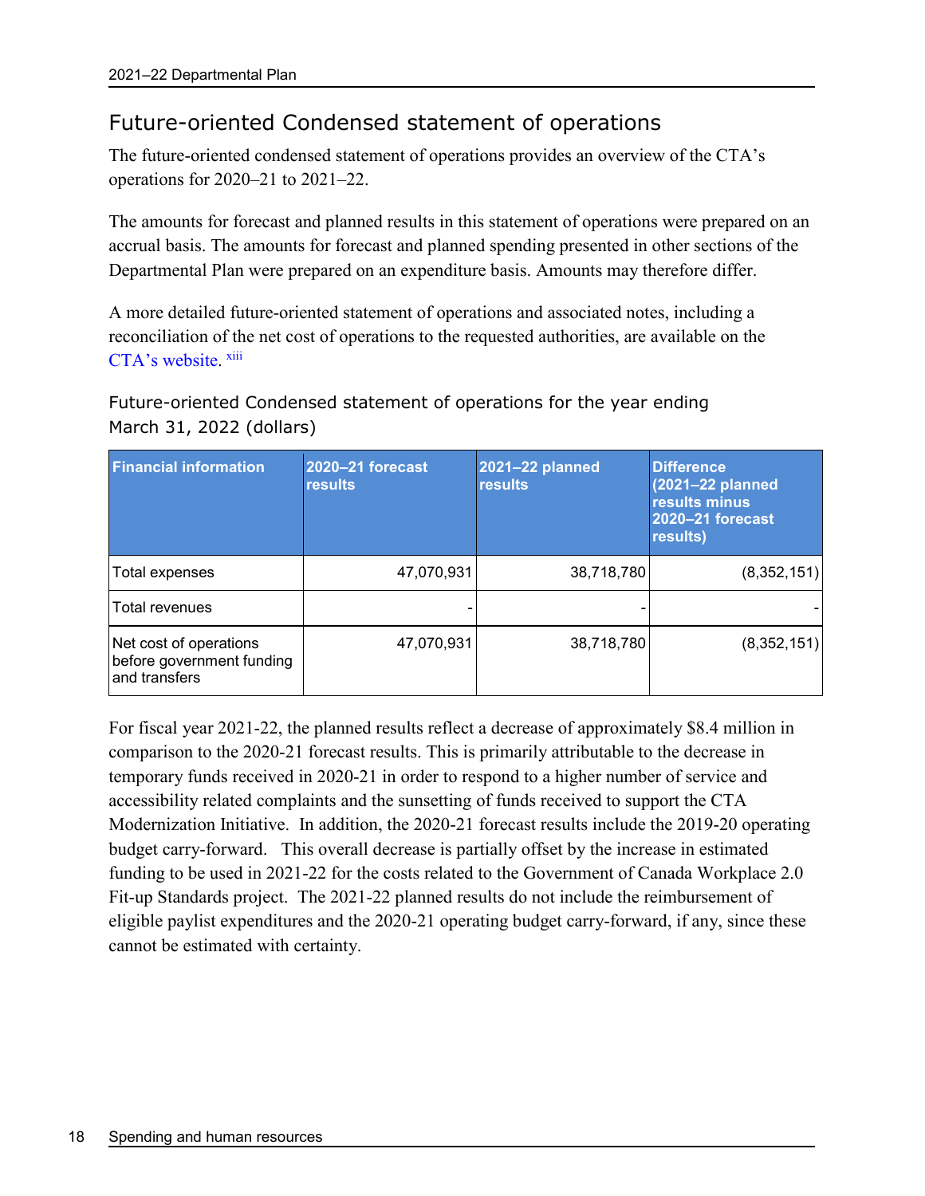## Future-oriented Condensed statement of operations

The future-oriented condensed statement of operations provides an overview of the CTA's operations for 2020–21 to 2021–22.

The amounts for forecast and planned results in this statement of operations were prepared on an accrual basis. The amounts for forecast and planned spending presented in other sections of the Departmental Plan were prepared on an expenditure basis. Amounts may therefore differ.

A more detailed future-oriented statement of operations and associated notes, including a reconciliation of the net cost of operations to the requested authorities, are available on the CTA's website. [xiii]

### Future-oriented Condensed statement of operations for the year ending March 31, 2022 (dollars)

| Financial information | 2020–21 forecast results | 2021–22 planned results | Difference (2021–22 planned results minus 2020–21 forecast results) |
|---|---|---|---|
| Total expenses | 47,070,931 | 38,718,780 | (8,352,151) |
| Total revenues | - | - | - |
| Net cost of operations before government funding and transfers | 47,070,931 | 38,718,780 | (8,352,151) |

For fiscal year 2021-22, the planned results reflect a decrease of approximately $8.4 million in comparison to the 2020-21 forecast results. This is primarily attributable to the decrease in temporary funds received in 2020-21 in order to respond to a higher number of service and accessibility related complaints and the sunsetting of funds received to support the CTA Modernization Initiative. In addition, the 2020-21 forecast results include the 2019-20 operating budget carry-forward. This overall decrease is partially offset by the increase in estimated funding to be used in 2021-22 for the costs related to the Government of Canada Workplace 2.0 Fit-up Standards project. The 2021-22 planned results do not include the reimbursement of eligible paylist expenditures and the 2020-21 operating budget carry-forward, if any, since these cannot be estimated with certainty.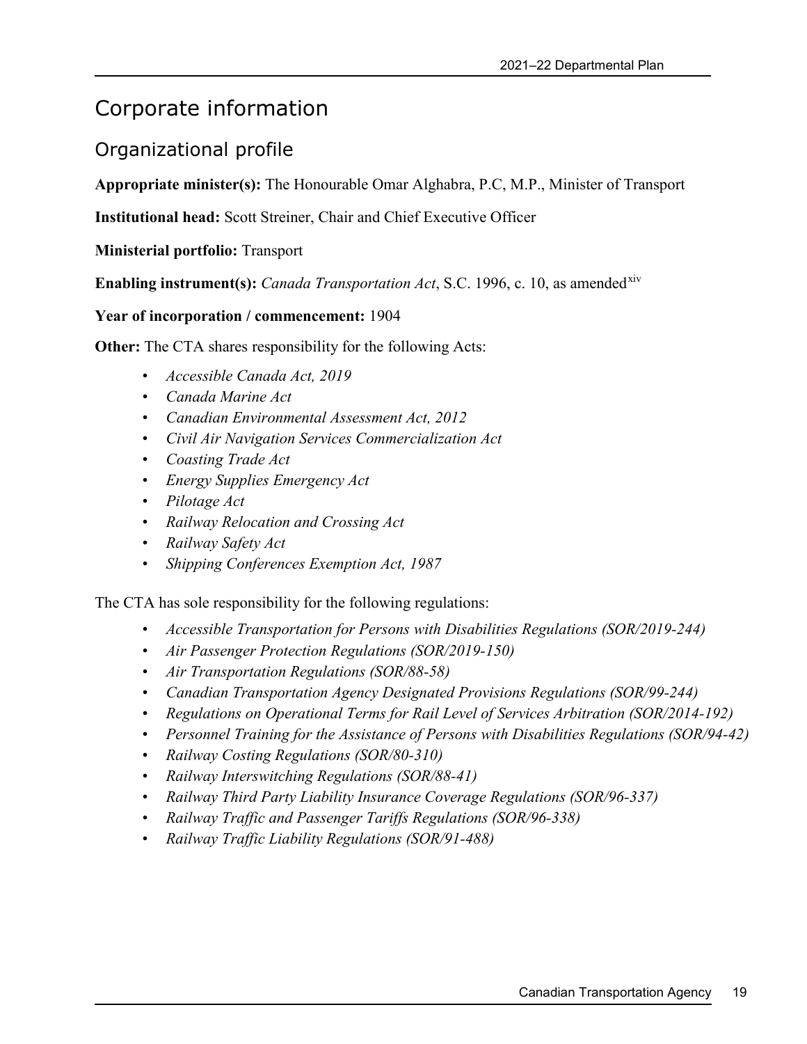# Corporate information

## Organizational profile

**Appropriate minister(s):** The Honourable Omar Alghabra, P.C, M.P., Minister of Transport

**Institutional head:** Scott Streiner, Chair and Chief Executive Officer

**Ministerial portfolio:** Transport

**Enabling instrument(s):** *Canada Transportation Act*, S.C. 1996, c. 10, as amended[xiv]

**Year of incorporation / commencement:** 1904

**Other:** The CTA shares responsibility for the following Acts:

- *Accessible Canada Act, 2019*
- *Canada Marine Act*
- *Canadian Environmental Assessment Act, 2012*
- *Civil Air Navigation Services Commercialization Act*
- *Coasting Trade Act*
- *Energy Supplies Emergency Act*
- *Pilotage Act*
- *Railway Relocation and Crossing Act*
- *Railway Safety Act*
- *Shipping Conferences Exemption Act, 1987*

The CTA has sole responsibility for the following regulations:

- *Accessible Transportation for Persons with Disabilities Regulations (SOR/2019-244)*
- *Air Passenger Protection Regulations (SOR/2019-150)*
- *Air Transportation Regulations (SOR/88-58)*
- *Canadian Transportation Agency Designated Provisions Regulations (SOR/99-244)*
- *Regulations on Operational Terms for Rail Level of Services Arbitration (SOR/2014-192)*
- *Personnel Training for the Assistance of Persons with Disabilities Regulations (SOR/94-42)*
- *Railway Costing Regulations (SOR/80-310)*
- *Railway Interswitching Regulations (SOR/88-41)*
- *Railway Third Party Liability Insurance Coverage Regulations (SOR/96-337)*
- *Railway Traffic and Passenger Tariffs Regulations (SOR/96-338)*
- *Railway Traffic Liability Regulations (SOR/91-488)*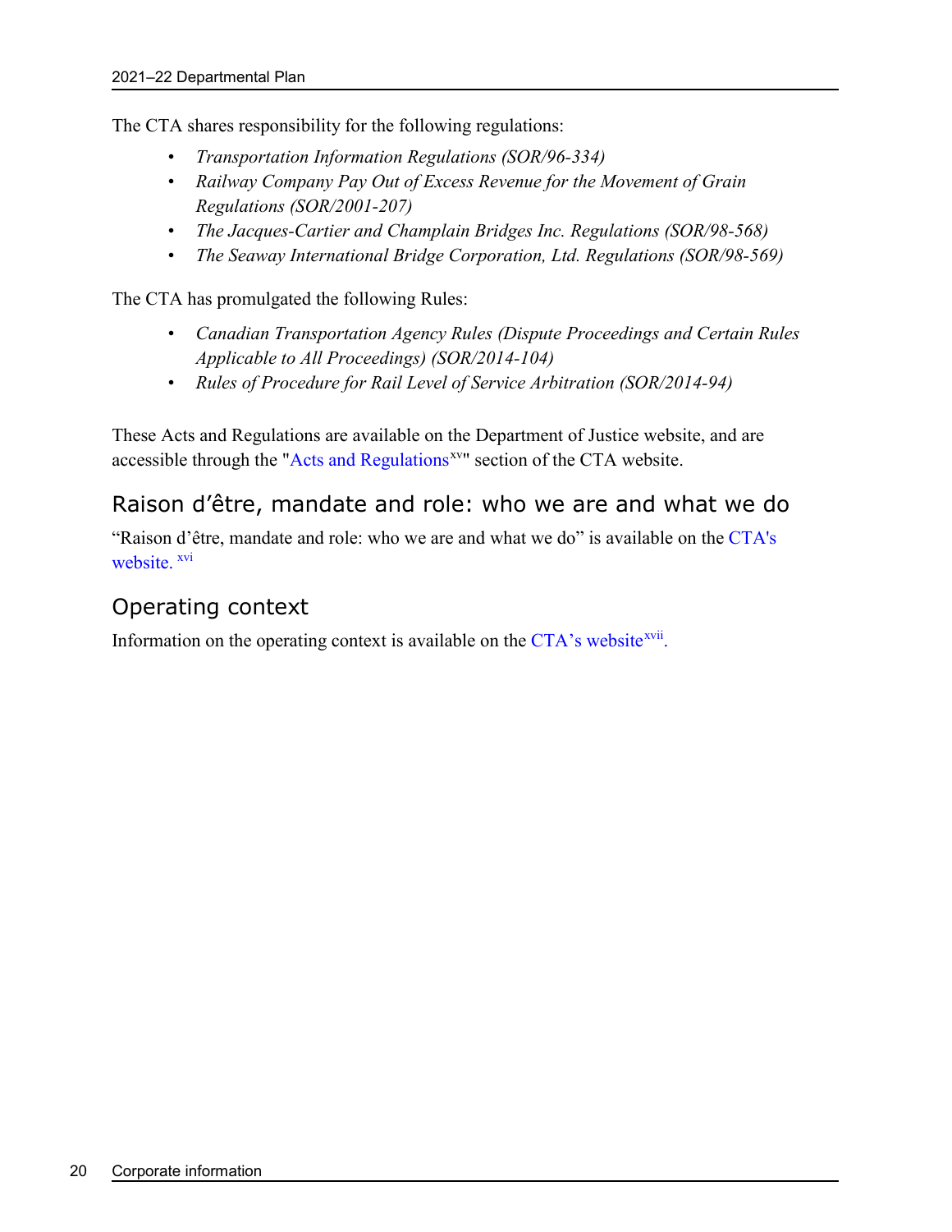The CTA shares responsibility for the following regulations:

- *Transportation Information Regulations (SOR/96-334)*
- *Railway Company Pay Out of Excess Revenue for the Movement of Grain Regulations (SOR/2001-207)*
- *The Jacques-Cartier and Champlain Bridges Inc. Regulations (SOR/98-568)*
- *The Seaway International Bridge Corporation, Ltd. Regulations (SOR/98-569)*

The CTA has promulgated the following Rules:

- *Canadian Transportation Agency Rules (Dispute Proceedings and Certain Rules Applicable to All Proceedings) (SOR/2014-104)*
- *Rules of Procedure for Rail Level of Service Arbitration (SOR/2014-94)*

These Acts and Regulations are available on the Department of Justice website, and are accessible through the "Acts and Regulations[xv]" section of the CTA website.

## Raison d'être, mandate and role: who we are and what we do

"Raison d'être, mandate and role: who we are and what we do" is available on the CTA's website. [xvi]

## Operating context

Information on the operating context is available on the CTA's website[xvii].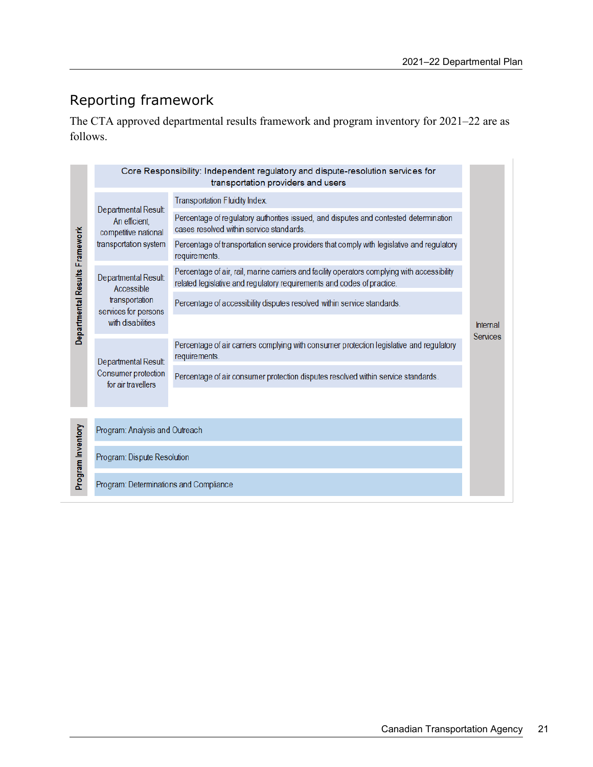## Reporting framework

The CTA approved departmental results framework and program inventory for 2021–22 are as follows.

| | Core Responsibility: Independent regulatory and dispute-resolution services for transportation providers and users | | |
|---|---|---|---|
| Departmental Results Framework | Departmental Result: An efficient, competitive national transportation system | Transportation Fluidity Index. | Internal Services |
| | | Percentage of regulatory authorities issued, and disputes and contested determination cases resolved within service standards. | |
| | | Percentage of transportation service providers that comply with legislative and regulatory requirements. | |
| | Departmental Result: Accessible transportation services for persons with disabilities | Percentage of air, rail, marine carriers and facility operators complying with accessibility related legislative and regulatory requirements and codes of practice. | |
| | | Percentage of accessibility disputes resolved within service standards. | |
| | Departmental Result: Consumer protection for air travellers | Percentage of air carriers complying with consumer protection legislative and regulatory requirements. | |
| | | Percentage of air consumer protection disputes resolved within service standards. | |
| Program Inventory | Program: Analysis and Outreach | | |
| | Program: Dispute Resolution | | |
| | Program: Determinations and Compliance | | |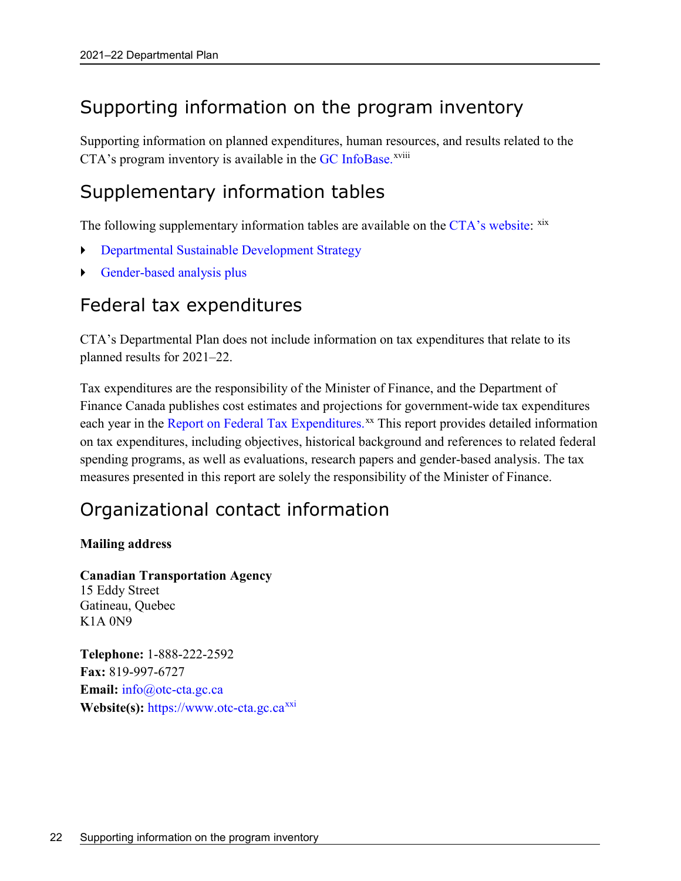## Supporting information on the program inventory

Supporting information on planned expenditures, human resources, and results related to the CTA's program inventory is available in the GC InfoBase.[xviii]

## Supplementary information tables

The following supplementary information tables are available on the CTA's website: [xix]

- Departmental Sustainable Development Strategy
- Gender-based analysis plus

## Federal tax expenditures

CTA's Departmental Plan does not include information on tax expenditures that relate to its planned results for 2021–22.

Tax expenditures are the responsibility of the Minister of Finance, and the Department of Finance Canada publishes cost estimates and projections for government-wide tax expenditures each year in the Report on Federal Tax Expenditures.[xx] This report provides detailed information on tax expenditures, including objectives, historical background and references to related federal spending programs, as well as evaluations, research papers and gender-based analysis. The tax measures presented in this report are solely the responsibility of the Minister of Finance.

## Organizational contact information

**Mailing address**

**Canadian Transportation Agency**
15 Eddy Street
Gatineau, Quebec
K1A 0N9

**Telephone:** 1-888-222-2592
**Fax:** 819-997-6727
**Email:** info@otc-cta.gc.ca
**Website(s):** https://www.otc-cta.gc.ca[xxi]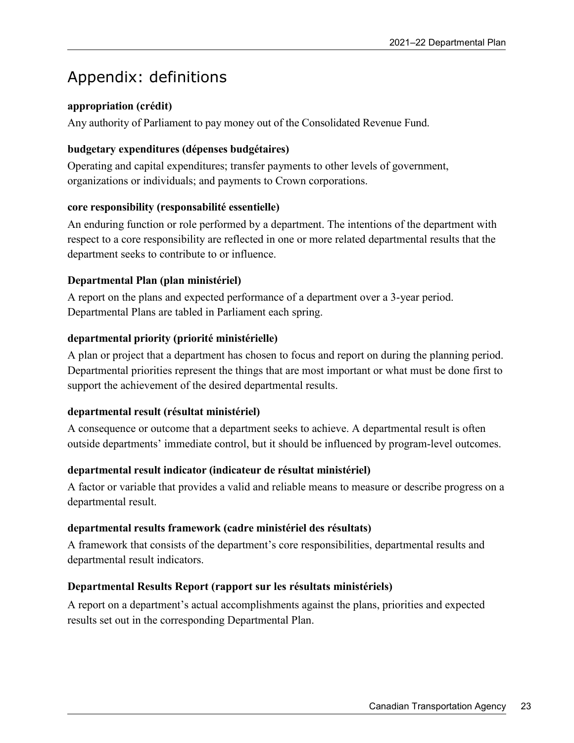# Appendix: definitions

**appropriation (crédit)**

Any authority of Parliament to pay money out of the Consolidated Revenue Fund.

**budgetary expenditures (dépenses budgétaires)**

Operating and capital expenditures; transfer payments to other levels of government, organizations or individuals; and payments to Crown corporations.

**core responsibility (responsabilité essentielle)**

An enduring function or role performed by a department. The intentions of the department with respect to a core responsibility are reflected in one or more related departmental results that the department seeks to contribute to or influence.

**Departmental Plan (plan ministériel)**

A report on the plans and expected performance of a department over a 3-year period. Departmental Plans are tabled in Parliament each spring.

**departmental priority (priorité ministérielle)**

A plan or project that a department has chosen to focus and report on during the planning period. Departmental priorities represent the things that are most important or what must be done first to support the achievement of the desired departmental results.

**departmental result (résultat ministériel)**

A consequence or outcome that a department seeks to achieve. A departmental result is often outside departments' immediate control, but it should be influenced by program-level outcomes.

**departmental result indicator (indicateur de résultat ministériel)**

A factor or variable that provides a valid and reliable means to measure or describe progress on a departmental result.

**departmental results framework (cadre ministériel des résultats)**

A framework that consists of the department's core responsibilities, departmental results and departmental result indicators.

**Departmental Results Report (rapport sur les résultats ministériels)**

A report on a department's actual accomplishments against the plans, priorities and expected results set out in the corresponding Departmental Plan.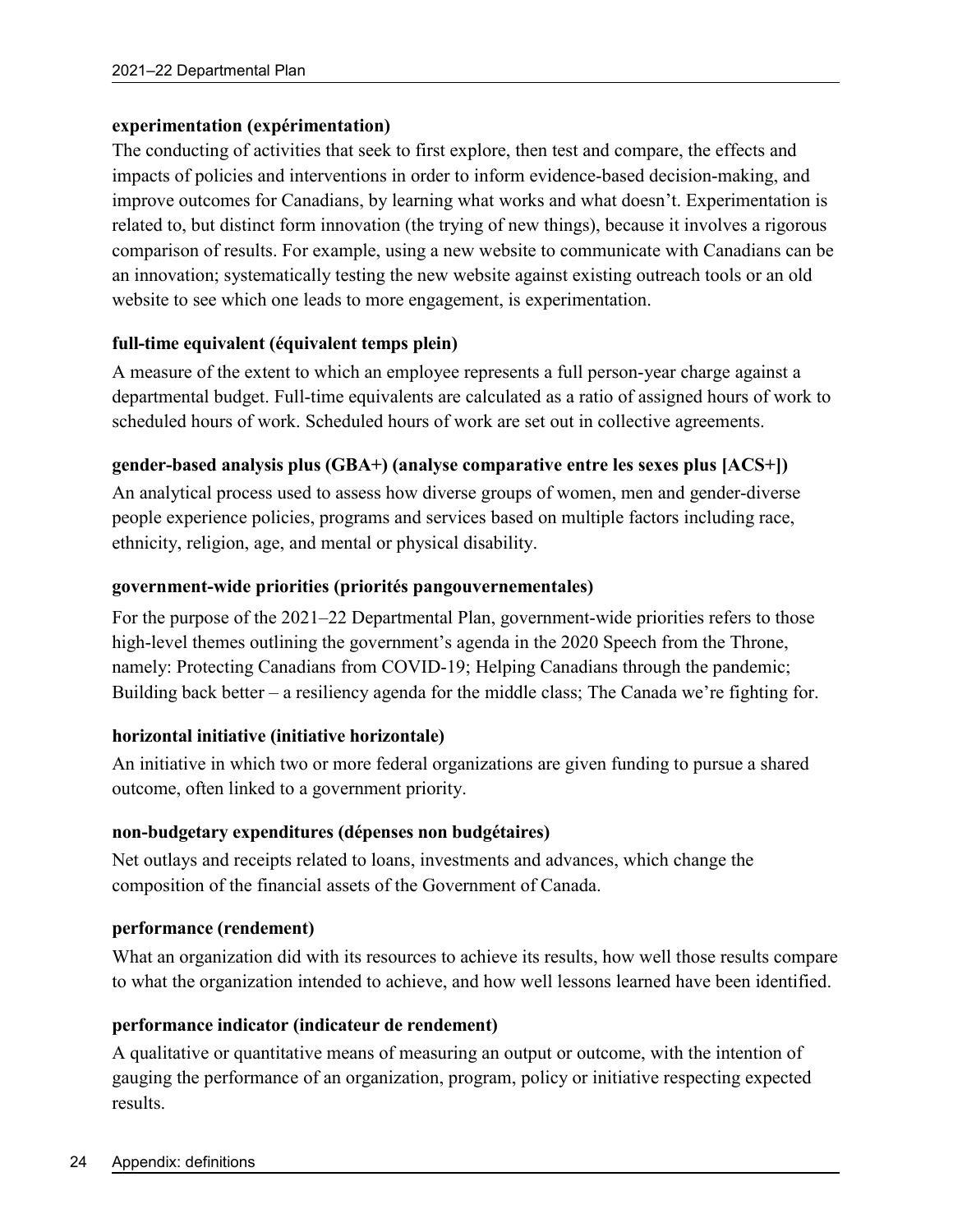**experimentation (expérimentation)**

The conducting of activities that seek to first explore, then test and compare, the effects and impacts of policies and interventions in order to inform evidence-based decision-making, and improve outcomes for Canadians, by learning what works and what doesn't. Experimentation is related to, but distinct form innovation (the trying of new things), because it involves a rigorous comparison of results. For example, using a new website to communicate with Canadians can be an innovation; systematically testing the new website against existing outreach tools or an old website to see which one leads to more engagement, is experimentation.

**full-time equivalent (équivalent temps plein)**

A measure of the extent to which an employee represents a full person-year charge against a departmental budget. Full-time equivalents are calculated as a ratio of assigned hours of work to scheduled hours of work. Scheduled hours of work are set out in collective agreements.

**gender-based analysis plus (GBA+) (analyse comparative entre les sexes plus [ACS+])**

An analytical process used to assess how diverse groups of women, men and gender-diverse people experience policies, programs and services based on multiple factors including race, ethnicity, religion, age, and mental or physical disability.

**government-wide priorities (priorités pangouvernementales)**

For the purpose of the 2021–22 Departmental Plan, government-wide priorities refers to those high-level themes outlining the government's agenda in the 2020 Speech from the Throne, namely: Protecting Canadians from COVID-19; Helping Canadians through the pandemic; Building back better – a resiliency agenda for the middle class; The Canada we're fighting for.

**horizontal initiative (initiative horizontale)**

An initiative in which two or more federal organizations are given funding to pursue a shared outcome, often linked to a government priority.

**non-budgetary expenditures (dépenses non budgétaires)**

Net outlays and receipts related to loans, investments and advances, which change the composition of the financial assets of the Government of Canada.

**performance (rendement)**

What an organization did with its resources to achieve its results, how well those results compare to what the organization intended to achieve, and how well lessons learned have been identified.

**performance indicator (indicateur de rendement)**

A qualitative or quantitative means of measuring an output or outcome, with the intention of gauging the performance of an organization, program, policy or initiative respecting expected results.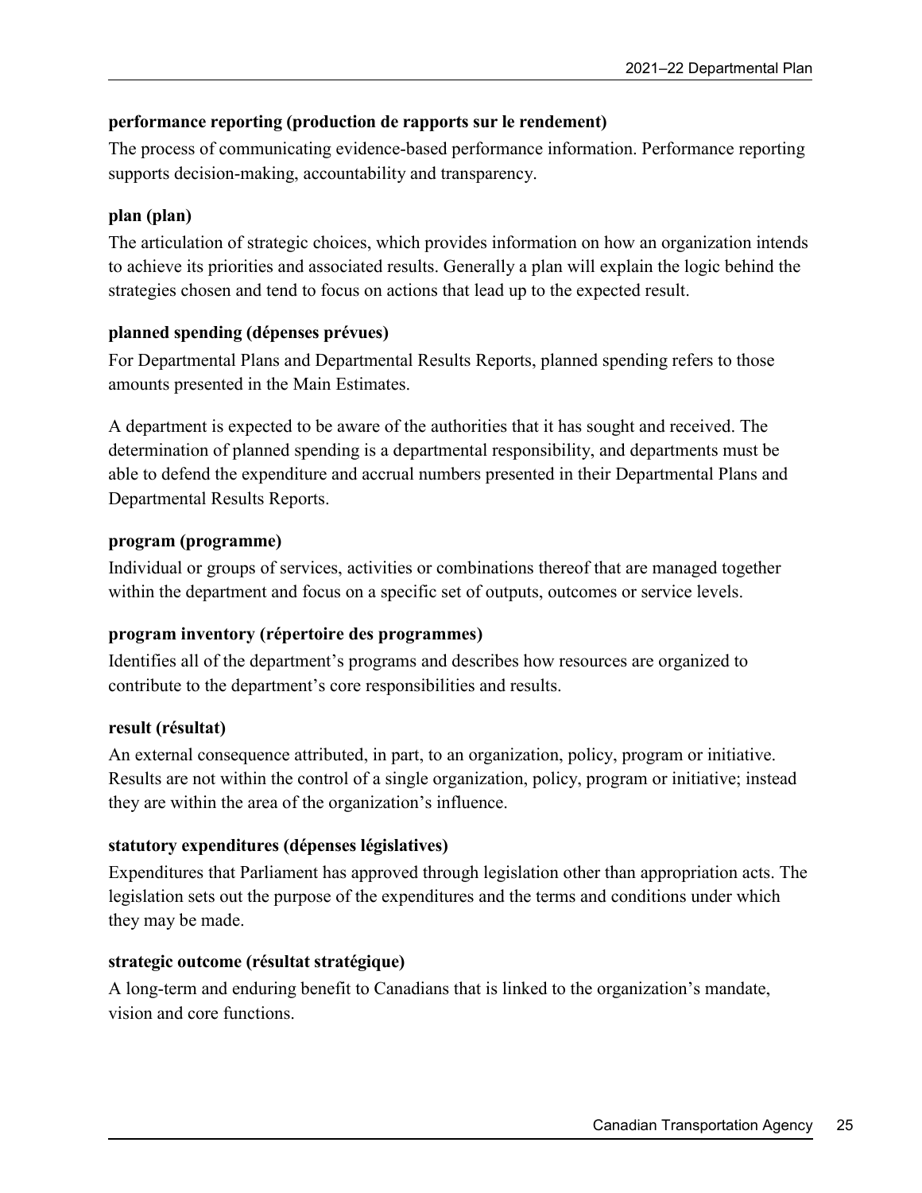**performance reporting (production de rapports sur le rendement)**

The process of communicating evidence-based performance information. Performance reporting supports decision-making, accountability and transparency.

**plan (plan)**

The articulation of strategic choices, which provides information on how an organization intends to achieve its priorities and associated results. Generally a plan will explain the logic behind the strategies chosen and tend to focus on actions that lead up to the expected result.

**planned spending (dépenses prévues)**

For Departmental Plans and Departmental Results Reports, planned spending refers to those amounts presented in the Main Estimates.

A department is expected to be aware of the authorities that it has sought and received. The determination of planned spending is a departmental responsibility, and departments must be able to defend the expenditure and accrual numbers presented in their Departmental Plans and Departmental Results Reports.

**program (programme)**

Individual or groups of services, activities or combinations thereof that are managed together within the department and focus on a specific set of outputs, outcomes or service levels.

**program inventory (répertoire des programmes)**

Identifies all of the department's programs and describes how resources are organized to contribute to the department's core responsibilities and results.

**result (résultat)**

An external consequence attributed, in part, to an organization, policy, program or initiative. Results are not within the control of a single organization, policy, program or initiative; instead they are within the area of the organization's influence.

**statutory expenditures (dépenses législatives)**

Expenditures that Parliament has approved through legislation other than appropriation acts. The legislation sets out the purpose of the expenditures and the terms and conditions under which they may be made.

**strategic outcome (résultat stratégique)**

A long-term and enduring benefit to Canadians that is linked to the organization's mandate, vision and core functions.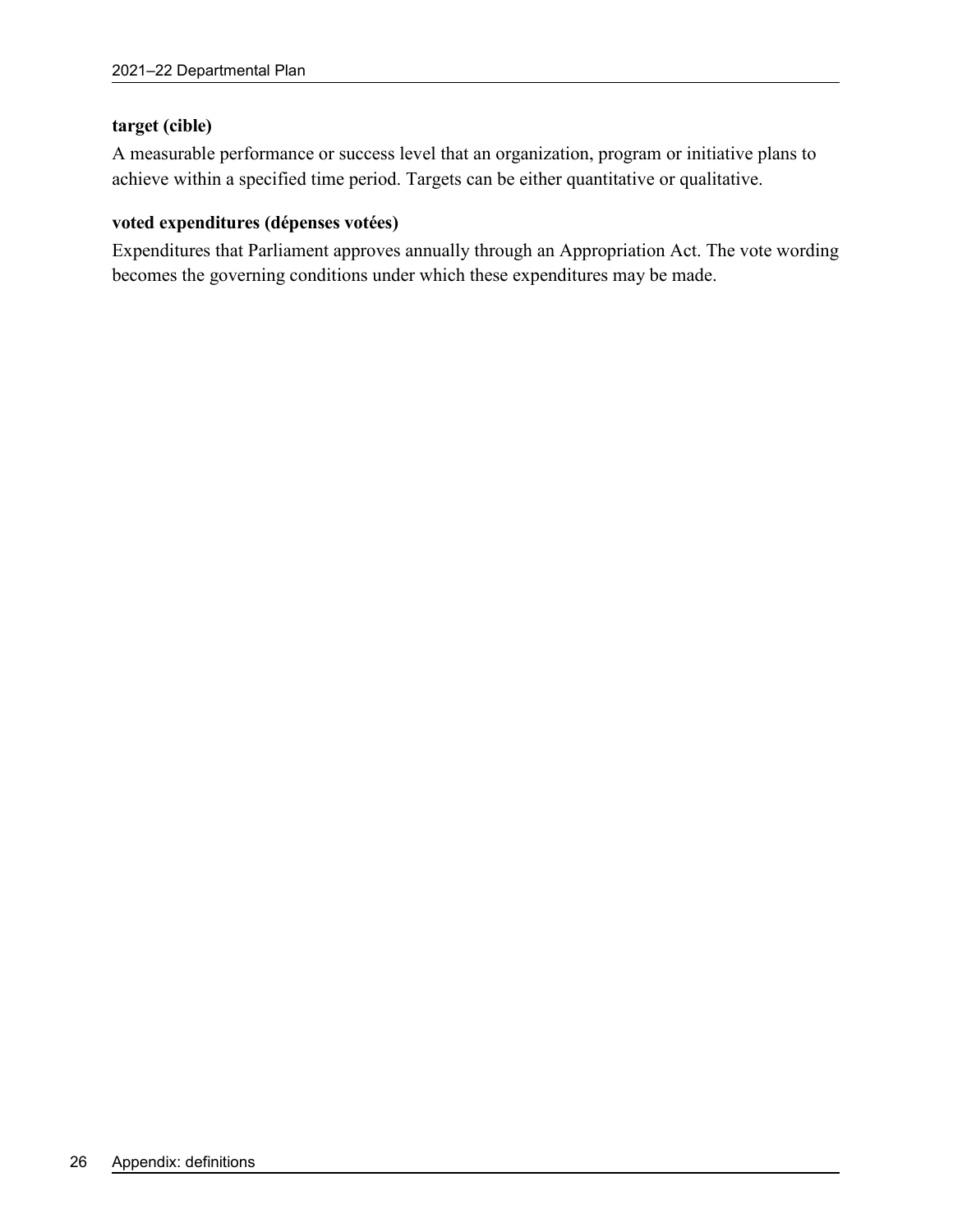**target (cible)**

A measurable performance or success level that an organization, program or initiative plans to achieve within a specified time period. Targets can be either quantitative or qualitative.

**voted expenditures (dépenses votées)**

Expenditures that Parliament approves annually through an Appropriation Act. The vote wording becomes the governing conditions under which these expenditures may be made.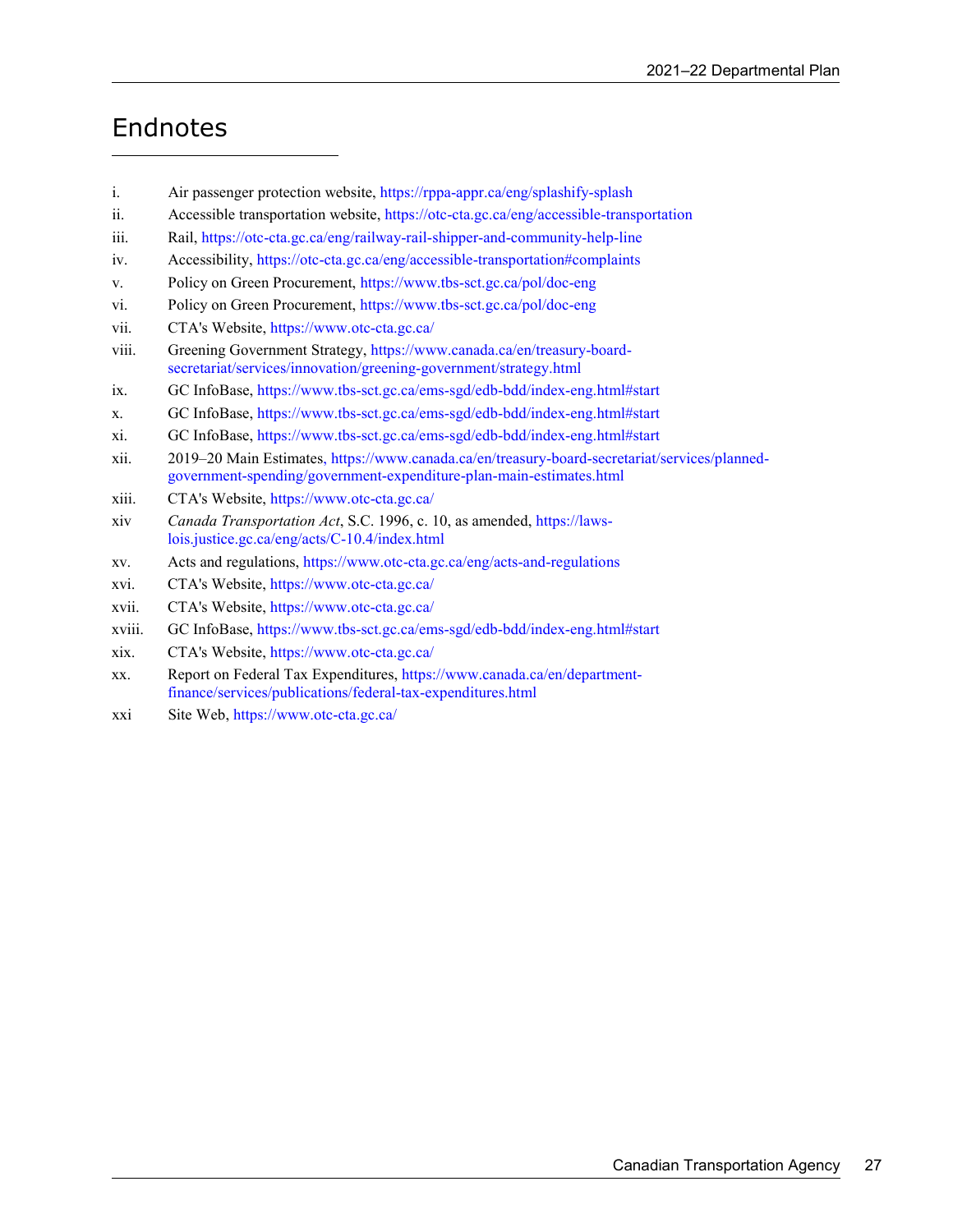# Endnotes

i. Air passenger protection website, https://rppa-appr.ca/eng/splashify-splash

ii. Accessible transportation website, https://otc-cta.gc.ca/eng/accessible-transportation

iii. Rail, https://otc-cta.gc.ca/eng/railway-rail-shipper-and-community-help-line

iv. Accessibility, https://otc-cta.gc.ca/eng/accessible-transportation#complaints

v. Policy on Green Procurement, https://www.tbs-sct.gc.ca/pol/doc-eng

vi. Policy on Green Procurement, https://www.tbs-sct.gc.ca/pol/doc-eng

vii. CTA's Website, https://www.otc-cta.gc.ca/

viii. Greening Government Strategy, https://www.canada.ca/en/treasury-board-secretariat/services/innovation/greening-government/strategy.html

ix. GC InfoBase, https://www.tbs-sct.gc.ca/ems-sgd/edb-bdd/index-eng.html#start

x. GC InfoBase, https://www.tbs-sct.gc.ca/ems-sgd/edb-bdd/index-eng.html#start

xi. GC InfoBase, https://www.tbs-sct.gc.ca/ems-sgd/edb-bdd/index-eng.html#start

xii. 2019–20 Main Estimates, https://www.canada.ca/en/treasury-board-secretariat/services/planned-government-spending/government-expenditure-plan-main-estimates.html

xiii. CTA's Website, https://www.otc-cta.gc.ca/

xiv *Canada Transportation Act*, S.C. 1996, c. 10, as amended, https://laws-lois.justice.gc.ca/eng/acts/C-10.4/index.html

xv. Acts and regulations, https://www.otc-cta.gc.ca/eng/acts-and-regulations

xvi. CTA's Website, https://www.otc-cta.gc.ca/

xvii. CTA's Website, https://www.otc-cta.gc.ca/

xviii. GC InfoBase, https://www.tbs-sct.gc.ca/ems-sgd/edb-bdd/index-eng.html#start

xix. CTA's Website, https://www.otc-cta.gc.ca/

xx. Report on Federal Tax Expenditures, https://www.canada.ca/en/department-finance/services/publications/federal-tax-expenditures.html

xxi Site Web, https://www.otc-cta.gc.ca/